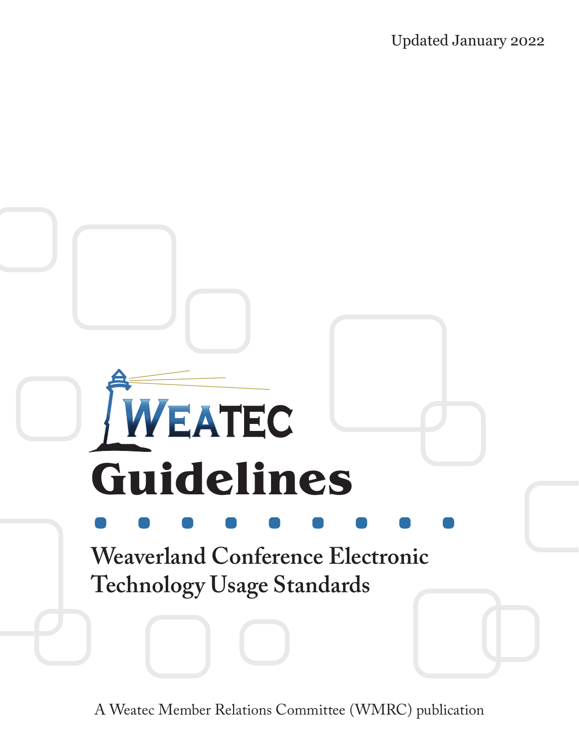Updated January 2022

# WEATEC Guidelines

## Weaverland Conference Electronic Technology Usage Standards

A Weatec Member Relations Committee (WMRC) publication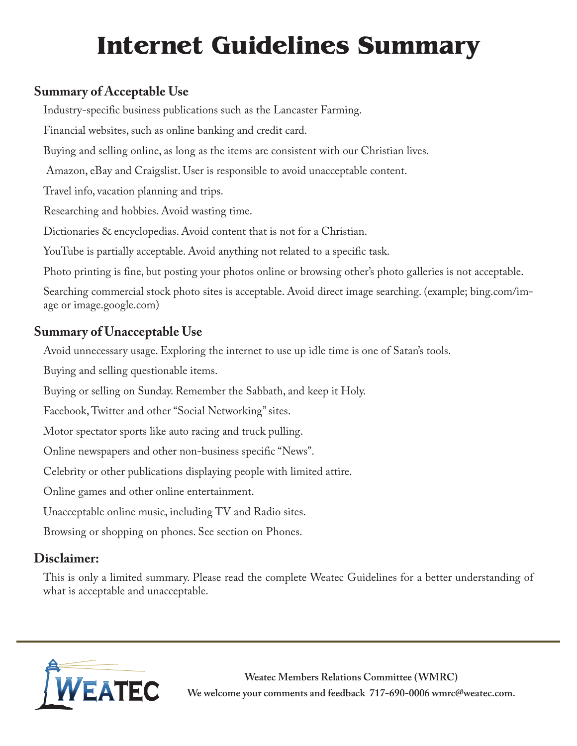# Internet Guidelines Summary

## Summary of Acceptable Use

Industry-specific business publications such as the Lancaster Farming.

Financial websites, such as online banking and credit card.

Buying and selling online, as long as the items are consistent with our Christian lives.

Amazon, eBay and Craigslist. User is responsible to avoid unacceptable content.

Travel info, vacation planning and trips.

Researching and hobbies. Avoid wasting time.

Dictionaries & encyclopedias. Avoid content that is not for a Christian.

YouTube is partially acceptable. Avoid anything not related to a specific task.

Photo printing is fine, but posting your photos online or browsing other's photo galleries is not acceptable.

Searching commercial stock photo sites is acceptable. Avoid direct image searching. (example; bing.com/image or image.google.com)

## Summary of Unacceptable Use

Avoid unnecessary usage. Exploring the internet to use up idle time is one of Satan's tools.

Buying and selling questionable items.

Buying or selling on Sunday. Remember the Sabbath, and keep it Holy.

Facebook, Twitter and other "Social Networking" sites.

Motor spectator sports like auto racing and truck pulling.

Online newspapers and other non-business specific "News".

Celebrity or other publications displaying people with limited attire.

Online games and other online entertainment.

Unacceptable online music, including TV and Radio sites.

Browsing or shopping on phones. See section on Phones.

## Disclaimer:

This is only a limited summary. Please read the complete Weatec Guidelines for a better understanding of what is acceptable and unacceptable.

---

WEATEC

**Weatec Members Relations Committee (WMRC)**

**We welcome your comments and feedback 717-690-0006 wmrc@weatec.com.**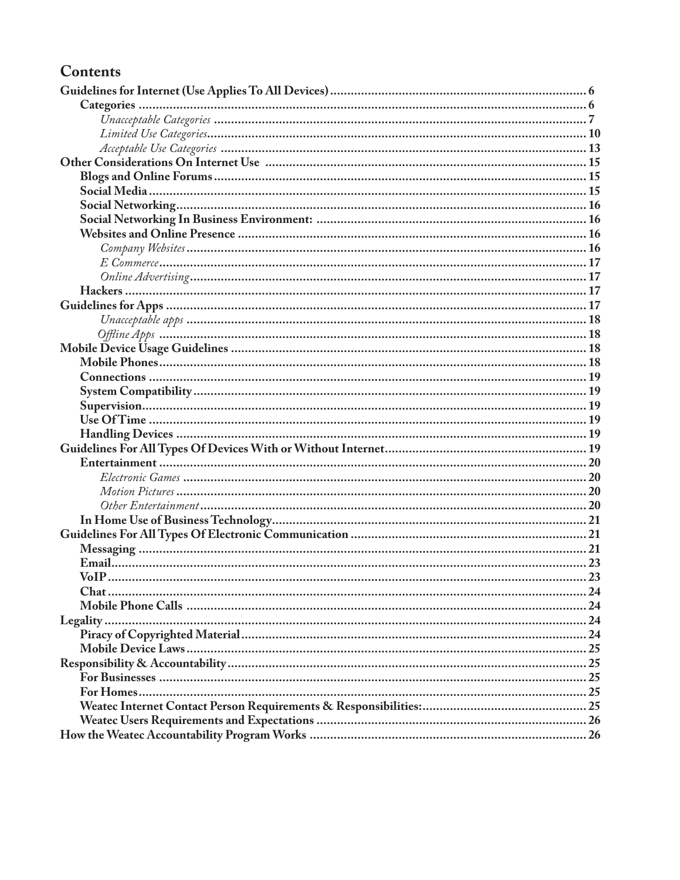# Contents

**Guidelines for Internet (Use Applies To All Devices)** ........ 6
- **Categories** ........ 6
  - *Unacceptable Categories* ........ 7
  - *Limited Use Categories* ........ 10
  - *Acceptable Use Categories* ........ 13

**Other Considerations On Internet Use** ........ 15
- **Blogs and Online Forums** ........ 15
- **Social Media** ........ 15
- **Social Networking** ........ 16
- **Social Networking In Business Environment:** ........ 16
- **Websites and Online Presence** ........ 16
  - *Company Websites* ........ 16
  - *E Commerce* ........ 17
  - *Online Advertising* ........ 17
- **Hackers** ........ 17

**Guidelines for Apps** ........ 17
  - *Unacceptable apps* ........ 18
  - *Offline Apps* ........ 18

**Mobile Device Usage Guidelines** ........ 18
- **Mobile Phones** ........ 18
- **Connections** ........ 19
- **System Compatibility** ........ 19
- **Supervision** ........ 19
- **Use Of Time** ........ 19
- **Handling Devices** ........ 19

**Guidelines For All Types Of Devices With or Without Internet** ........ 19
- **Entertainment** ........ 20
  - *Electronic Games* ........ 20
  - *Motion Pictures* ........ 20
  - *Other Entertainment* ........ 20
- **In Home Use of Business Technology** ........ 21

**Guidelines For All Types Of Electronic Communication** ........ 21
- **Messaging** ........ 21
- **Email** ........ 23
- **VoIP** ........ 23
- **Chat** ........ 24
- **Mobile Phone Calls** ........ 24

**Legality** ........ 24
- **Piracy of Copyrighted Material** ........ 24
- **Mobile Device Laws** ........ 25

**Responsibility & Accountability** ........ 25
- **For Businesses** ........ 25
- **For Homes** ........ 25
- **Weatec Internet Contact Person Requirements & Responsibilities:** ........ 25
- **Weatec Users Requirements and Expectations** ........ 26

**How the Weatec Accountability Program Works** ........ 26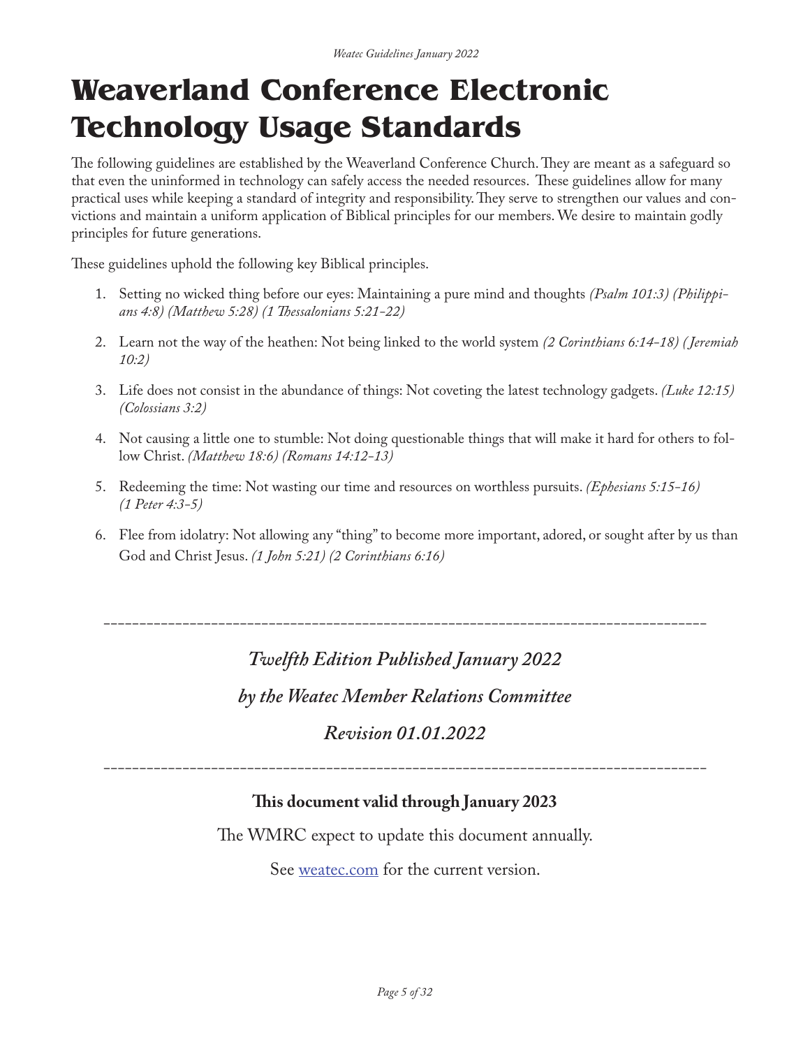# Weaverland Conference Electronic Technology Usage Standards

The following guidelines are established by the Weaverland Conference Church. They are meant as a safeguard so that even the uninformed in technology can safely access the needed resources. These guidelines allow for many practical uses while keeping a standard of integrity and responsibility. They serve to strengthen our values and convictions and maintain a uniform application of Biblical principles for our members. We desire to maintain godly principles for future generations.

These guidelines uphold the following key Biblical principles.

1. Setting no wicked thing before our eyes: Maintaining a pure mind and thoughts *(Psalm 101:3) (Philippians 4:8) (Matthew 5:28) (1 Thessalonians 5:21-22)*
2. Learn not the way of the heathen: Not being linked to the world system *(2 Corinthians 6:14-18) ( Jeremiah 10:2)*
3. Life does not consist in the abundance of things: Not coveting the latest technology gadgets. *(Luke 12:15) (Colossians 3:2)*
4. Not causing a little one to stumble: Not doing questionable things that will make it hard for others to follow Christ. *(Matthew 18:6) (Romans 14:12-13)*
5. Redeeming the time: Not wasting our time and resources on worthless pursuits. *(Ephesians 5:15-16) (1 Peter 4:3-5)*
6. Flee from idolatry: Not allowing any "thing" to become more important, adored, or sought after by us than God and Christ Jesus. *(1 John 5:21) (2 Corinthians 6:16)*

---

*Twelfth Edition Published January 2022*

*by the Weatec Member Relations Committee*

*Revision 01.01.2022*

---

**This document valid through January 2023**

The WMRC expect to update this document annually.

See [weatec.com](weatec.com) for the current version.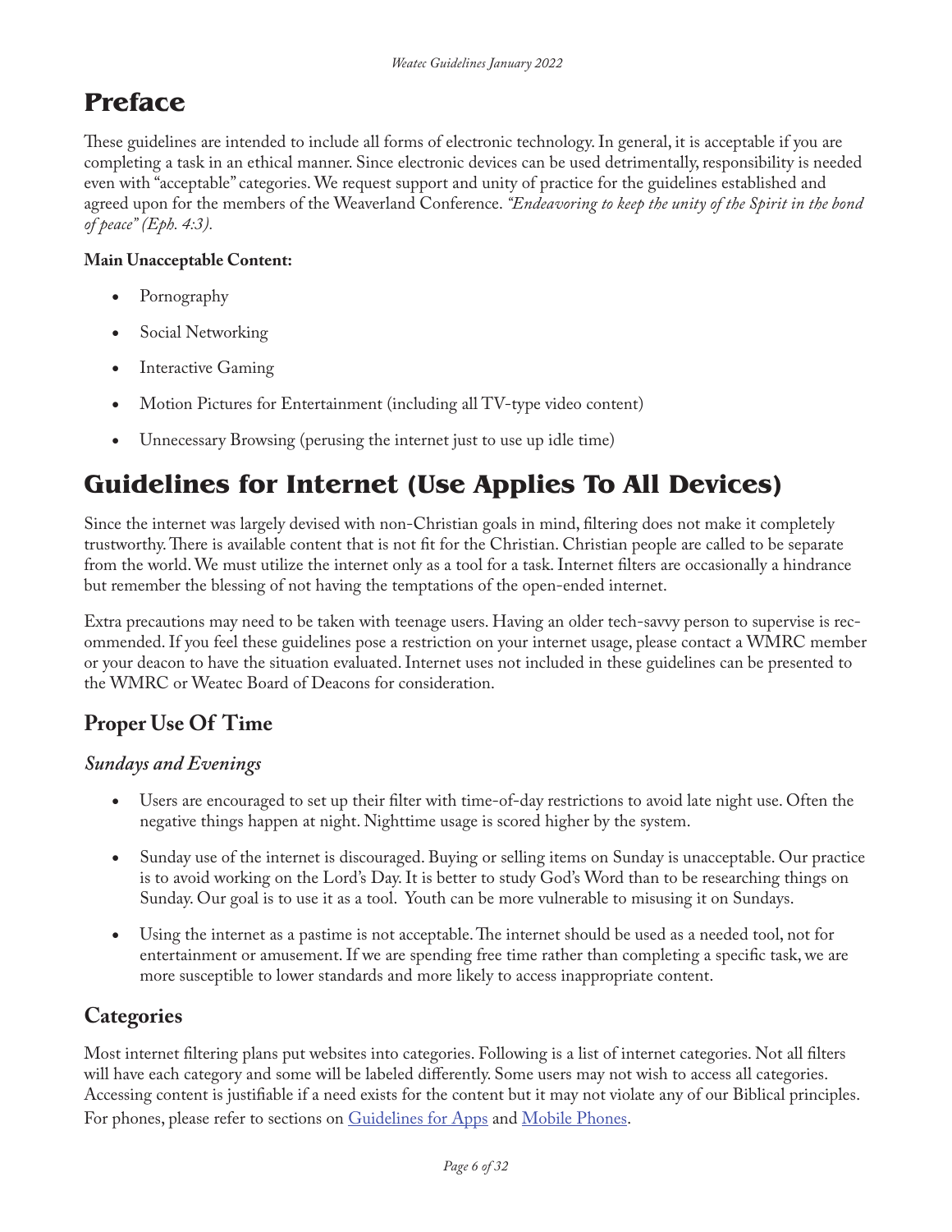# Preface

These guidelines are intended to include all forms of electronic technology. In general, it is acceptable if you are completing a task in an ethical manner. Since electronic devices can be used detrimentally, responsibility is needed even with "acceptable" categories. We request support and unity of practice for the guidelines established and agreed upon for the members of the Weaverland Conference. *"Endeavoring to keep the unity of the Spirit in the bond of peace" (Eph. 4:3).*

**Main Unacceptable Content:**

- Pornography
- Social Networking
- Interactive Gaming
- Motion Pictures for Entertainment (including all TV-type video content)
- Unnecessary Browsing (perusing the internet just to use up idle time)

# Guidelines for Internet (Use Applies To All Devices)

Since the internet was largely devised with non-Christian goals in mind, filtering does not make it completely trustworthy. There is available content that is not fit for the Christian. Christian people are called to be separate from the world. We must utilize the internet only as a tool for a task. Internet filters are occasionally a hindrance but remember the blessing of not having the temptations of the open-ended internet.

Extra precautions may need to be taken with teenage users. Having an older tech-savvy person to supervise is recommended. If you feel these guidelines pose a restriction on your internet usage, please contact a WMRC member or your deacon to have the situation evaluated. Internet uses not included in these guidelines can be presented to the WMRC or Weatec Board of Deacons for consideration.

## Proper Use Of Time

### *Sundays and Evenings*

- Users are encouraged to set up their filter with time-of-day restrictions to avoid late night use. Often the negative things happen at night. Nighttime usage is scored higher by the system.
- Sunday use of the internet is discouraged. Buying or selling items on Sunday is unacceptable. Our practice is to avoid working on the Lord's Day. It is better to study God's Word than to be researching things on Sunday. Our goal is to use it as a tool. Youth can be more vulnerable to misusing it on Sundays.
- Using the internet as a pastime is not acceptable. The internet should be used as a needed tool, not for entertainment or amusement. If we are spending free time rather than completing a specific task, we are more susceptible to lower standards and more likely to access inappropriate content.

## Categories

Most internet filtering plans put websites into categories. Following is a list of internet categories. Not all filters will have each category and some will be labeled differently. Some users may not wish to access all categories. Accessing content is justifiable if a need exists for the content but it may not violate any of our Biblical principles. For phones, please refer to sections on Guidelines for Apps and Mobile Phones.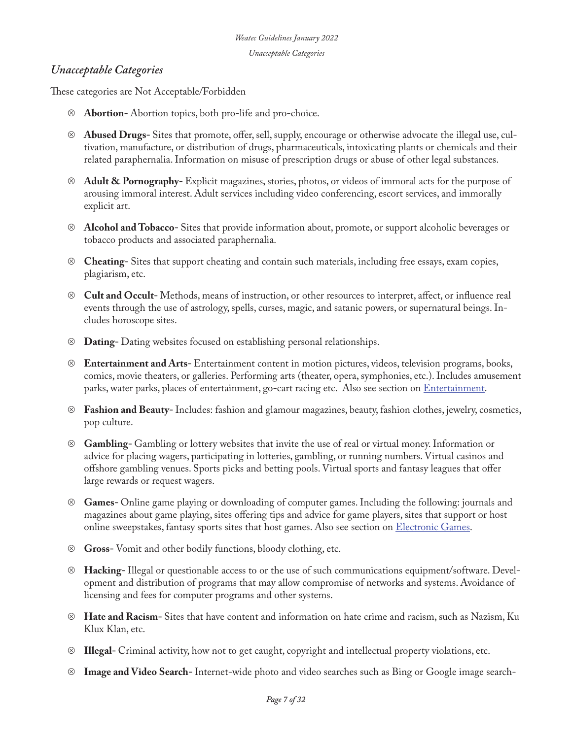## *Unacceptable Categories*

These categories are Not Acceptable/Forbidden

- ⊗ **Abortion-** Abortion topics, both pro-life and pro-choice.
- ⊗ **Abused Drugs-** Sites that promote, offer, sell, supply, encourage or otherwise advocate the illegal use, cultivation, manufacture, or distribution of drugs, pharmaceuticals, intoxicating plants or chemicals and their related paraphernalia. Information on misuse of prescription drugs or abuse of other legal substances.
- ⊗ **Adult & Pornography-** Explicit magazines, stories, photos, or videos of immoral acts for the purpose of arousing immoral interest. Adult services including video conferencing, escort services, and immorally explicit art.
- ⊗ **Alcohol and Tobacco-** Sites that provide information about, promote, or support alcoholic beverages or tobacco products and associated paraphernalia.
- ⊗ **Cheating-** Sites that support cheating and contain such materials, including free essays, exam copies, plagiarism, etc.
- ⊗ **Cult and Occult-** Methods, means of instruction, or other resources to interpret, affect, or influence real events through the use of astrology, spells, curses, magic, and satanic powers, or supernatural beings. Includes horoscope sites.
- ⊗ **Dating-** Dating websites focused on establishing personal relationships.
- ⊗ **Entertainment and Arts-** Entertainment content in motion pictures, videos, television programs, books, comics, movie theaters, or galleries. Performing arts (theater, opera, symphonies, etc.). Includes amusement parks, water parks, places of entertainment, go-cart racing etc. Also see section on [Entertainment].
- ⊗ **Fashion and Beauty-** Includes: fashion and glamour magazines, beauty, fashion clothes, jewelry, cosmetics, pop culture.
- ⊗ **Gambling-** Gambling or lottery websites that invite the use of real or virtual money. Information or advice for placing wagers, participating in lotteries, gambling, or running numbers. Virtual casinos and offshore gambling venues. Sports picks and betting pools. Virtual sports and fantasy leagues that offer large rewards or request wagers.
- ⊗ **Games-** Online game playing or downloading of computer games. Including the following: journals and magazines about game playing, sites offering tips and advice for game players, sites that support or host online sweepstakes, fantasy sports sites that host games. Also see section on [Electronic Games].
- ⊗ **Gross-** Vomit and other bodily functions, bloody clothing, etc.
- ⊗ **Hacking-** Illegal or questionable access to or the use of such communications equipment/software. Development and distribution of programs that may allow compromise of networks and systems. Avoidance of licensing and fees for computer programs and other systems.
- ⊗ **Hate and Racism-** Sites that have content and information on hate crime and racism, such as Nazism, Ku Klux Klan, etc.
- ⊗ **Illegal-** Criminal activity, how not to get caught, copyright and intellectual property violations, etc.
- ⊗ **Image and Video Search-** Internet-wide photo and video searches such as Bing or Google image search-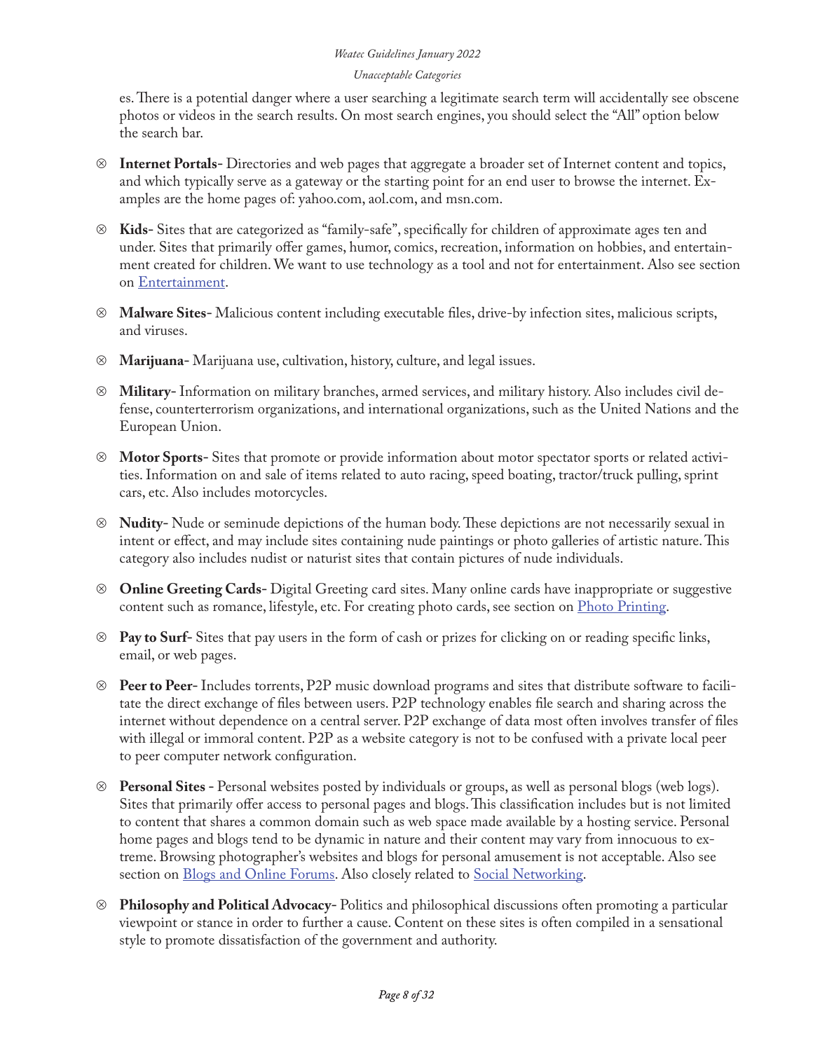es. There is a potential danger where a user searching a legitimate search term will accidentally see obscene photos or videos in the search results. On most search engines, you should select the "All" option below the search bar.

- ⊗ **Internet Portals-** Directories and web pages that aggregate a broader set of Internet content and topics, and which typically serve as a gateway or the starting point for an end user to browse the internet. Examples are the home pages of: yahoo.com, aol.com, and msn.com.

- ⊗ **Kids-** Sites that are categorized as "family-safe", specifically for children of approximate ages ten and under. Sites that primarily offer games, humor, comics, recreation, information on hobbies, and entertainment created for children. We want to use technology as a tool and not for entertainment. Also see section on [Entertainment](#).

- ⊗ **Malware Sites-** Malicious content including executable files, drive-by infection sites, malicious scripts, and viruses.

- ⊗ **Marijuana-** Marijuana use, cultivation, history, culture, and legal issues.

- ⊗ **Military-** Information on military branches, armed services, and military history. Also includes civil defense, counterterrorism organizations, and international organizations, such as the United Nations and the European Union.

- ⊗ **Motor Sports-** Sites that promote or provide information about motor spectator sports or related activities. Information on and sale of items related to auto racing, speed boating, tractor/truck pulling, sprint cars, etc. Also includes motorcycles.

- ⊗ **Nudity-** Nude or seminude depictions of the human body. These depictions are not necessarily sexual in intent or effect, and may include sites containing nude paintings or photo galleries of artistic nature. This category also includes nudist or naturist sites that contain pictures of nude individuals.

- ⊗ **Online Greeting Cards-** Digital Greeting card sites. Many online cards have inappropriate or suggestive content such as romance, lifestyle, etc. For creating photo cards, see section on [Photo Printing](#).

- ⊗ **Pay to Surf-** Sites that pay users in the form of cash or prizes for clicking on or reading specific links, email, or web pages.

- ⊗ **Peer to Peer-** Includes torrents, P2P music download programs and sites that distribute software to facilitate the direct exchange of files between users. P2P technology enables file search and sharing across the internet without dependence on a central server. P2P exchange of data most often involves transfer of files with illegal or immoral content. P2P as a website category is not to be confused with a private local peer to peer computer network configuration.

- ⊗ **Personal Sites -** Personal websites posted by individuals or groups, as well as personal blogs (web logs). Sites that primarily offer access to personal pages and blogs. This classification includes but is not limited to content that shares a common domain such as web space made available by a hosting service. Personal home pages and blogs tend to be dynamic in nature and their content may vary from innocuous to extreme. Browsing photographer's websites and blogs for personal amusement is not acceptable. Also see section on [Blogs and Online Forums](#). Also closely related to [Social Networking](#).

- ⊗ **Philosophy and Political Advocacy-** Politics and philosophical discussions often promoting a particular viewpoint or stance in order to further a cause. Content on these sites is often compiled in a sensational style to promote dissatisfaction of the government and authority.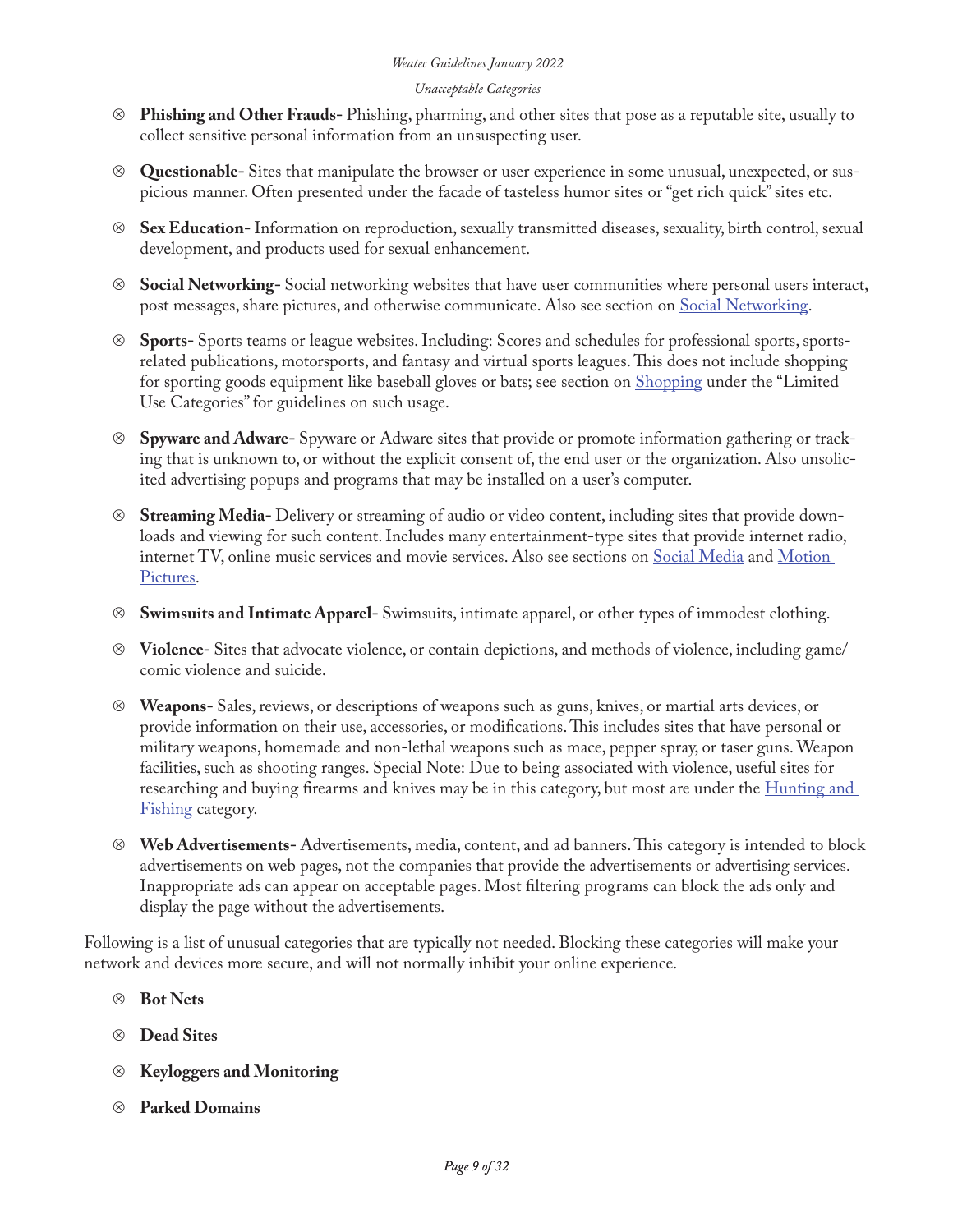- ⊗ **Phishing and Other Frauds-** Phishing, pharming, and other sites that pose as a reputable site, usually to collect sensitive personal information from an unsuspecting user.

- ⊗ **Questionable-** Sites that manipulate the browser or user experience in some unusual, unexpected, or suspicious manner. Often presented under the facade of tasteless humor sites or "get rich quick" sites etc.

- ⊗ **Sex Education-** Information on reproduction, sexually transmitted diseases, sexuality, birth control, sexual development, and products used for sexual enhancement.

- ⊗ **Social Networking-** Social networking websites that have user communities where personal users interact, post messages, share pictures, and otherwise communicate. Also see section on [Social Networking](#).

- ⊗ **Sports-** Sports teams or league websites. Including: Scores and schedules for professional sports, sports-related publications, motorsports, and fantasy and virtual sports leagues. This does not include shopping for sporting goods equipment like baseball gloves or bats; see section on [Shopping](#) under the "Limited Use Categories" for guidelines on such usage.

- ⊗ **Spyware and Adware-** Spyware or Adware sites that provide or promote information gathering or tracking that is unknown to, or without the explicit consent of, the end user or the organization. Also unsolicited advertising popups and programs that may be installed on a user's computer.

- ⊗ **Streaming Media-** Delivery or streaming of audio or video content, including sites that provide downloads and viewing for such content. Includes many entertainment-type sites that provide internet radio, internet TV, online music services and movie services. Also see sections on [Social Media](#) and [Motion Pictures](#).

- ⊗ **Swimsuits and Intimate Apparel-** Swimsuits, intimate apparel, or other types of immodest clothing.

- ⊗ **Violence-** Sites that advocate violence, or contain depictions, and methods of violence, including game/comic violence and suicide.

- ⊗ **Weapons-** Sales, reviews, or descriptions of weapons such as guns, knives, or martial arts devices, or provide information on their use, accessories, or modifications. This includes sites that have personal or military weapons, homemade and non-lethal weapons such as mace, pepper spray, or taser guns. Weapon facilities, such as shooting ranges. Special Note: Due to being associated with violence, useful sites for researching and buying firearms and knives may be in this category, but most are under the [Hunting and Fishing](#) category.

- ⊗ **Web Advertisements-** Advertisements, media, content, and ad banners. This category is intended to block advertisements on web pages, not the companies that provide the advertisements or advertising services. Inappropriate ads can appear on acceptable pages. Most filtering programs can block the ads only and display the page without the advertisements.

Following is a list of unusual categories that are typically not needed. Blocking these categories will make your network and devices more secure, and will not normally inhibit your online experience.

- ⊗ **Bot Nets**

- ⊗ **Dead Sites**

- ⊗ **Keyloggers and Monitoring**

- ⊗ **Parked Domains**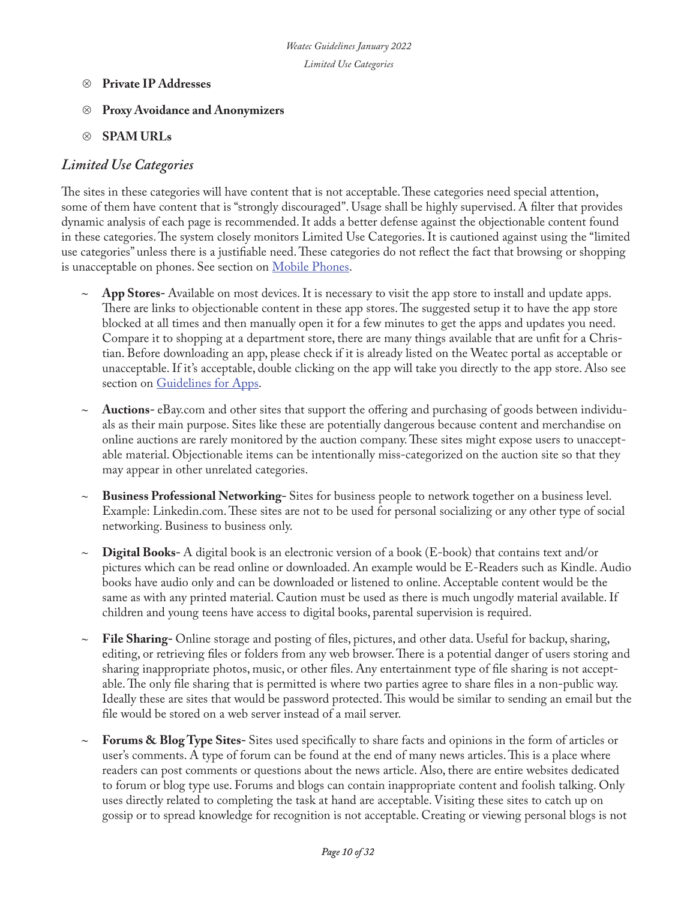- ⊗ **Private IP Addresses**
- ⊗ **Proxy Avoidance and Anonymizers**
- ⊗ **SPAM URLs**

## *Limited Use Categories*

The sites in these categories will have content that is not acceptable. These categories need special attention, some of them have content that is "strongly discouraged". Usage shall be highly supervised. A filter that provides dynamic analysis of each page is recommended. It adds a better defense against the objectionable content found in these categories. The system closely monitors Limited Use Categories. It is cautioned against using the "limited use categories" unless there is a justifiable need. These categories do not reflect the fact that browsing or shopping is unacceptable on phones. See section on Mobile Phones.

- ~ **App Stores-** Available on most devices. It is necessary to visit the app store to install and update apps. There are links to objectionable content in these app stores. The suggested setup it to have the app store blocked at all times and then manually open it for a few minutes to get the apps and updates you need. Compare it to shopping at a department store, there are many things available that are unfit for a Christian. Before downloading an app, please check if it is already listed on the Weatec portal as acceptable or unacceptable. If it's acceptable, double clicking on the app will take you directly to the app store. Also see section on Guidelines for Apps.
- ~ **Auctions-** eBay.com and other sites that support the offering and purchasing of goods between individuals as their main purpose. Sites like these are potentially dangerous because content and merchandise on online auctions are rarely monitored by the auction company. These sites might expose users to unacceptable material. Objectionable items can be intentionally miss-categorized on the auction site so that they may appear in other unrelated categories.
- ~ **Business Professional Networking-** Sites for business people to network together on a business level. Example: Linkedin.com. These sites are not to be used for personal socializing or any other type of social networking. Business to business only.
- ~ **Digital Books-** A digital book is an electronic version of a book (E-book) that contains text and/or pictures which can be read online or downloaded. An example would be E-Readers such as Kindle. Audio books have audio only and can be downloaded or listened to online. Acceptable content would be the same as with any printed material. Caution must be used as there is much ungodly material available. If children and young teens have access to digital books, parental supervision is required.
- ~ **File Sharing-** Online storage and posting of files, pictures, and other data. Useful for backup, sharing, editing, or retrieving files or folders from any web browser. There is a potential danger of users storing and sharing inappropriate photos, music, or other files. Any entertainment type of file sharing is not acceptable. The only file sharing that is permitted is where two parties agree to share files in a non-public way. Ideally these are sites that would be password protected. This would be similar to sending an email but the file would be stored on a web server instead of a mail server.
- ~ **Forums & Blog Type Sites-** Sites used specifically to share facts and opinions in the form of articles or user's comments. A type of forum can be found at the end of many news articles. This is a place where readers can post comments or questions about the news article. Also, there are entire websites dedicated to forum or blog type use. Forums and blogs can contain inappropriate content and foolish talking. Only uses directly related to completing the task at hand are acceptable. Visiting these sites to catch up on gossip or to spread knowledge for recognition is not acceptable. Creating or viewing personal blogs is not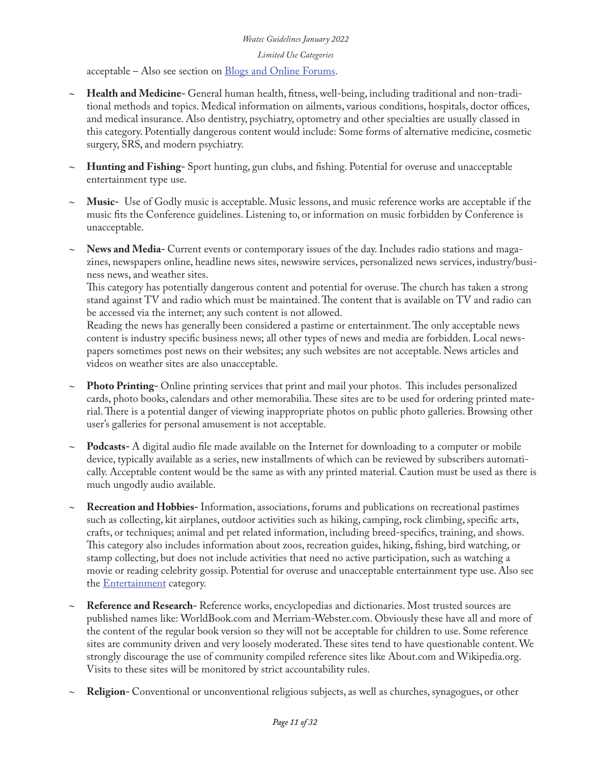acceptable – Also see section on Blogs and Online Forums.

- **Health and Medicine-** General human health, fitness, well-being, including traditional and non-traditional methods and topics. Medical information on ailments, various conditions, hospitals, doctor offices, and medical insurance. Also dentistry, psychiatry, optometry and other specialties are usually classed in this category. Potentially dangerous content would include: Some forms of alternative medicine, cosmetic surgery, SRS, and modern psychiatry.

- **Hunting and Fishing-** Sport hunting, gun clubs, and fishing. Potential for overuse and unacceptable entertainment type use.

- **Music-** Use of Godly music is acceptable. Music lessons, and music reference works are acceptable if the music fits the Conference guidelines. Listening to, or information on music forbidden by Conference is unacceptable.

- **News and Media-** Current events or contemporary issues of the day. Includes radio stations and magazines, newspapers online, headline news sites, newswire services, personalized news services, industry/business news, and weather sites.
  This category has potentially dangerous content and potential for overuse. The church has taken a strong stand against TV and radio which must be maintained. The content that is available on TV and radio can be accessed via the internet; any such content is not allowed.
  Reading the news has generally been considered a pastime or entertainment. The only acceptable news content is industry specific business news; all other types of news and media are forbidden. Local newspapers sometimes post news on their websites; any such websites are not acceptable. News articles and videos on weather sites are also unacceptable.

- **Photo Printing-** Online printing services that print and mail your photos. This includes personalized cards, photo books, calendars and other memorabilia. These sites are to be used for ordering printed material. There is a potential danger of viewing inappropriate photos on public photo galleries. Browsing other user's galleries for personal amusement is not acceptable.

- **Podcasts-** A digital audio file made available on the Internet for downloading to a computer or mobile device, typically available as a series, new installments of which can be reviewed by subscribers automatically. Acceptable content would be the same as with any printed material. Caution must be used as there is much ungodly audio available.

- **Recreation and Hobbies-** Information, associations, forums and publications on recreational pastimes such as collecting, kit airplanes, outdoor activities such as hiking, camping, rock climbing, specific arts, crafts, or techniques; animal and pet related information, including breed-specifics, training, and shows. This category also includes information about zoos, recreation guides, hiking, fishing, bird watching, or stamp collecting, but does not include activities that need no active participation, such as watching a movie or reading celebrity gossip. Potential for overuse and unacceptable entertainment type use. Also see the Entertainment category.

- **Reference and Research-** Reference works, encyclopedias and dictionaries. Most trusted sources are published names like: WorldBook.com and Merriam-Webster.com. Obviously these have all and more of the content of the regular book version so they will not be acceptable for children to use. Some reference sites are community driven and very loosely moderated. These sites tend to have questionable content. We strongly discourage the use of community compiled reference sites like About.com and Wikipedia.org. Visits to these sites will be monitored by strict accountability rules.

- **Religion-** Conventional or unconventional religious subjects, as well as churches, synagogues, or other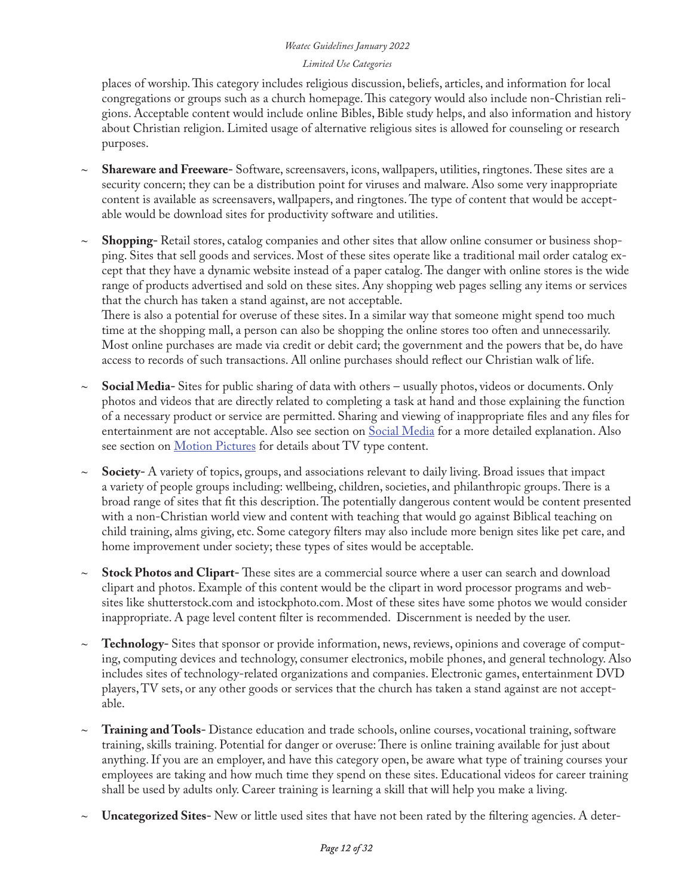places of worship. This category includes religious discussion, beliefs, articles, and information for local congregations or groups such as a church homepage. This category would also include non-Christian religions. Acceptable content would include online Bibles, Bible study helps, and also information and history about Christian religion. Limited usage of alternative religious sites is allowed for counseling or research purposes.

- **Shareware and Freeware-** Software, screensavers, icons, wallpapers, utilities, ringtones. These sites are a security concern; they can be a distribution point for viruses and malware. Also some very inappropriate content is available as screensavers, wallpapers, and ringtones. The type of content that would be acceptable would be download sites for productivity software and utilities.

- **Shopping-** Retail stores, catalog companies and other sites that allow online consumer or business shopping. Sites that sell goods and services. Most of these sites operate like a traditional mail order catalog except that they have a dynamic website instead of a paper catalog. The danger with online stores is the wide range of products advertised and sold on these sites. Any shopping web pages selling any items or services that the church has taken a stand against, are not acceptable.
  There is also a potential for overuse of these sites. In a similar way that someone might spend too much time at the shopping mall, a person can also be shopping the online stores too often and unnecessarily. Most online purchases are made via credit or debit card; the government and the powers that be, do have access to records of such transactions. All online purchases should reflect our Christian walk of life.

- **Social Media-** Sites for public sharing of data with others – usually photos, videos or documents. Only photos and videos that are directly related to completing a task at hand and those explaining the function of a necessary product or service are permitted. Sharing and viewing of inappropriate files and any files for entertainment are not acceptable. Also see section on Social Media for a more detailed explanation. Also see section on Motion Pictures for details about TV type content.

- **Society-** A variety of topics, groups, and associations relevant to daily living. Broad issues that impact a variety of people groups including: wellbeing, children, societies, and philanthropic groups. There is a broad range of sites that fit this description. The potentially dangerous content would be content presented with a non-Christian world view and content with teaching that would go against Biblical teaching on child training, alms giving, etc. Some category filters may also include more benign sites like pet care, and home improvement under society; these types of sites would be acceptable.

- **Stock Photos and Clipart-** These sites are a commercial source where a user can search and download clipart and photos. Example of this content would be the clipart in word processor programs and websites like shutterstock.com and istockphoto.com. Most of these sites have some photos we would consider inappropriate. A page level content filter is recommended. Discernment is needed by the user.

- **Technology-** Sites that sponsor or provide information, news, reviews, opinions and coverage of computing, computing devices and technology, consumer electronics, mobile phones, and general technology. Also includes sites of technology-related organizations and companies. Electronic games, entertainment DVD players, TV sets, or any other goods or services that the church has taken a stand against are not acceptable.

- **Training and Tools-** Distance education and trade schools, online courses, vocational training, software training, skills training. Potential for danger or overuse: There is online training available for just about anything. If you are an employer, and have this category open, be aware what type of training courses your employees are taking and how much time they spend on these sites. Educational videos for career training shall be used by adults only. Career training is learning a skill that will help you make a living.

- **Uncategorized Sites-** New or little used sites that have not been rated by the filtering agencies. A deter-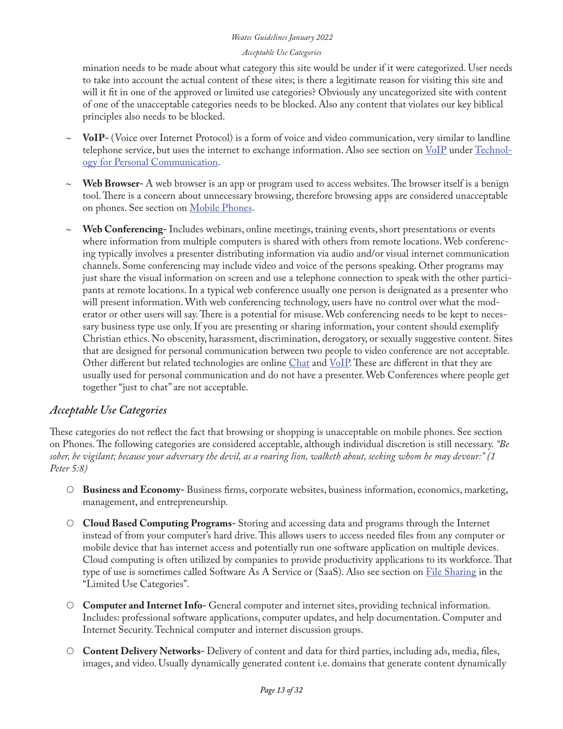mination needs to be made about what category this site would be under if it were categorized. User needs to take into account the actual content of these sites; is there a legitimate reason for visiting this site and will it fit in one of the approved or limited use categories? Obviously any uncategorized site with content of one of the unacceptable categories needs to be blocked. Also any content that violates our key biblical principles also needs to be blocked.

~ **VoIP-** (Voice over Internet Protocol) is a form of voice and video communication, very similar to landline telephone service, but uses the internet to exchange information. Also see section on VoIP under Technology for Personal Communication.

~ **Web Browser-** A web browser is an app or program used to access websites. The browser itself is a benign tool. There is a concern about unnecessary browsing, therefore browsing apps are considered unacceptable on phones. See section on Mobile Phones.

~ **Web Conferencing-** Includes webinars, online meetings, training events, short presentations or events where information from multiple computers is shared with others from remote locations. Web conferencing typically involves a presenter distributing information via audio and/or visual internet communication channels. Some conferencing may include video and voice of the persons speaking. Other programs may just share the visual information on screen and use a telephone connection to speak with the other participants at remote locations. In a typical web conference usually one person is designated as a presenter who will present information. With web conferencing technology, users have no control over what the moderator or other users will say. There is a potential for misuse. Web conferencing needs to be kept to necessary business type use only. If you are presenting or sharing information, your content should exemplify Christian ethics. No obscenity, harassment, discrimination, derogatory, or sexually suggestive content. Sites that are designed for personal communication between two people to video conference are not acceptable. Other different but related technologies are online Chat and VoIP. These are different in that they are usually used for personal communication and do not have a presenter. Web Conferences where people get together "just to chat" are not acceptable.

## *Acceptable Use Categories*

These categories do not reflect the fact that browsing or shopping is unacceptable on mobile phones. See section on Phones. The following categories are considered acceptable, although individual discretion is still necessary. *"Be sober, be vigilant; because your adversary the devil, as a roaring lion, walketh about, seeking whom he may devour:" (1 Peter 5:8)*

- **Business and Economy-** Business firms, corporate websites, business information, economics, marketing, management, and entrepreneurship.

- **Cloud Based Computing Programs-** Storing and accessing data and programs through the Internet instead of from your computer's hard drive. This allows users to access needed files from any computer or mobile device that has internet access and potentially run one software application on multiple devices. Cloud computing is often utilized by companies to provide productivity applications to its workforce. That type of use is sometimes called Software As A Service or (SaaS). Also see section on File Sharing in the "Limited Use Categories".

- **Computer and Internet Info-** General computer and internet sites, providing technical information. Includes: professional software applications, computer updates, and help documentation. Computer and Internet Security. Technical computer and internet discussion groups.

- **Content Delivery Networks-** Delivery of content and data for third parties, including ads, media, files, images, and video. Usually dynamically generated content i.e. domains that generate content dynamically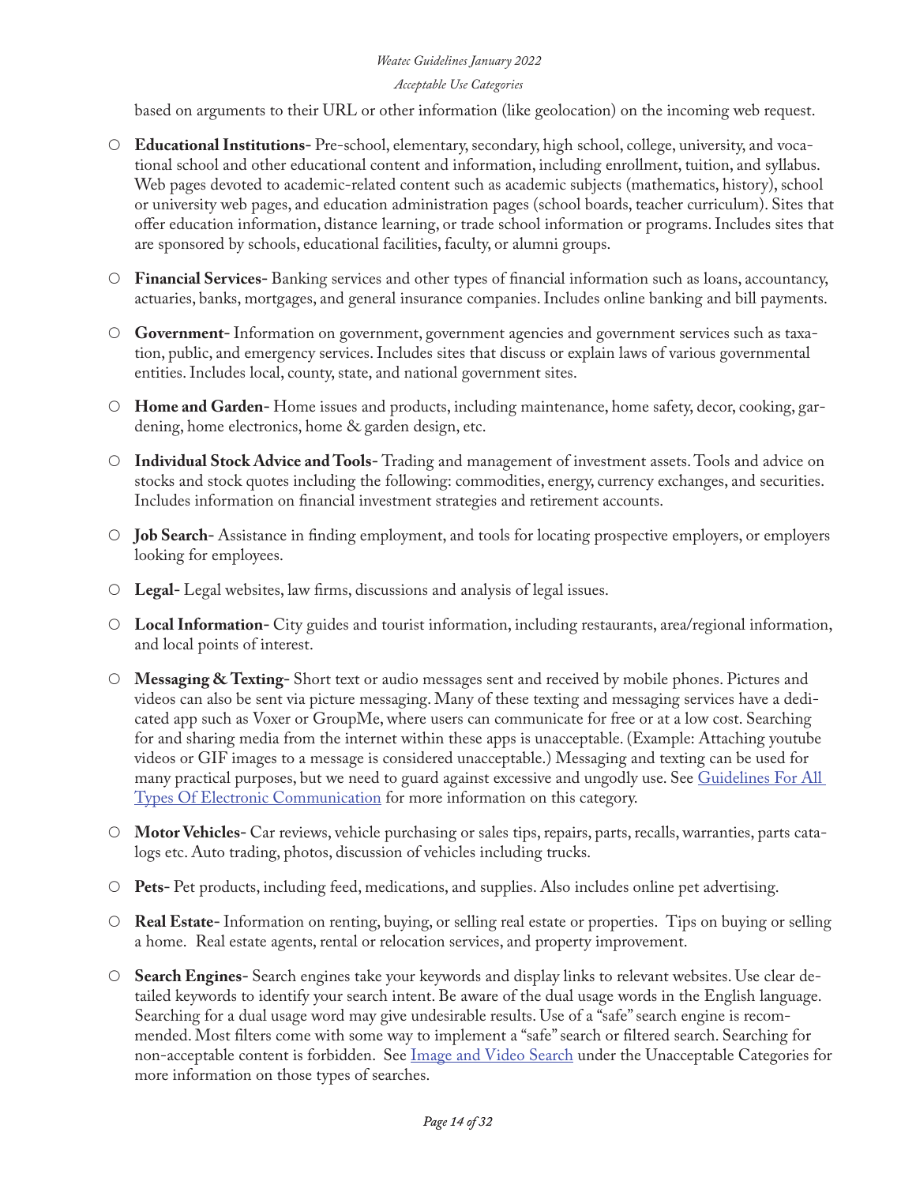based on arguments to their URL or other information (like geolocation) on the incoming web request.

- **Educational Institutions-** Pre-school, elementary, secondary, high school, college, university, and vocational school and other educational content and information, including enrollment, tuition, and syllabus. Web pages devoted to academic-related content such as academic subjects (mathematics, history), school or university web pages, and education administration pages (school boards, teacher curriculum). Sites that offer education information, distance learning, or trade school information or programs. Includes sites that are sponsored by schools, educational facilities, faculty, or alumni groups.

- **Financial Services-** Banking services and other types of financial information such as loans, accountancy, actuaries, banks, mortgages, and general insurance companies. Includes online banking and bill payments.

- **Government-** Information on government, government agencies and government services such as taxation, public, and emergency services. Includes sites that discuss or explain laws of various governmental entities. Includes local, county, state, and national government sites.

- **Home and Garden-** Home issues and products, including maintenance, home safety, decor, cooking, gardening, home electronics, home & garden design, etc.

- **Individual Stock Advice and Tools-** Trading and management of investment assets. Tools and advice on stocks and stock quotes including the following: commodities, energy, currency exchanges, and securities. Includes information on financial investment strategies and retirement accounts.

- **Job Search-** Assistance in finding employment, and tools for locating prospective employers, or employers looking for employees.

- **Legal-** Legal websites, law firms, discussions and analysis of legal issues.

- **Local Information-** City guides and tourist information, including restaurants, area/regional information, and local points of interest.

- **Messaging & Texting-** Short text or audio messages sent and received by mobile phones. Pictures and videos can also be sent via picture messaging. Many of these texting and messaging services have a dedicated app such as Voxer or GroupMe, where users can communicate for free or at a low cost. Searching for and sharing media from the internet within these apps is unacceptable. (Example: Attaching youtube videos or GIF images to a message is considered unacceptable.) Messaging and texting can be used for many practical purposes, but we need to guard against excessive and ungodly use. See [Guidelines For All Types Of Electronic Communication]() for more information on this category.

- **Motor Vehicles-** Car reviews, vehicle purchasing or sales tips, repairs, parts, recalls, warranties, parts catalogs etc. Auto trading, photos, discussion of vehicles including trucks.

- **Pets-** Pet products, including feed, medications, and supplies. Also includes online pet advertising.

- **Real Estate-** Information on renting, buying, or selling real estate or properties. Tips on buying or selling a home. Real estate agents, rental or relocation services, and property improvement.

- **Search Engines-** Search engines take your keywords and display links to relevant websites. Use clear detailed keywords to identify your search intent. Be aware of the dual usage words in the English language. Searching for a dual usage word may give undesirable results. Use of a "safe" search engine is recommended. Most filters come with some way to implement a "safe" search or filtered search. Searching for non-acceptable content is forbidden. See [Image and Video Search]() under the Unacceptable Categories for more information on those types of searches.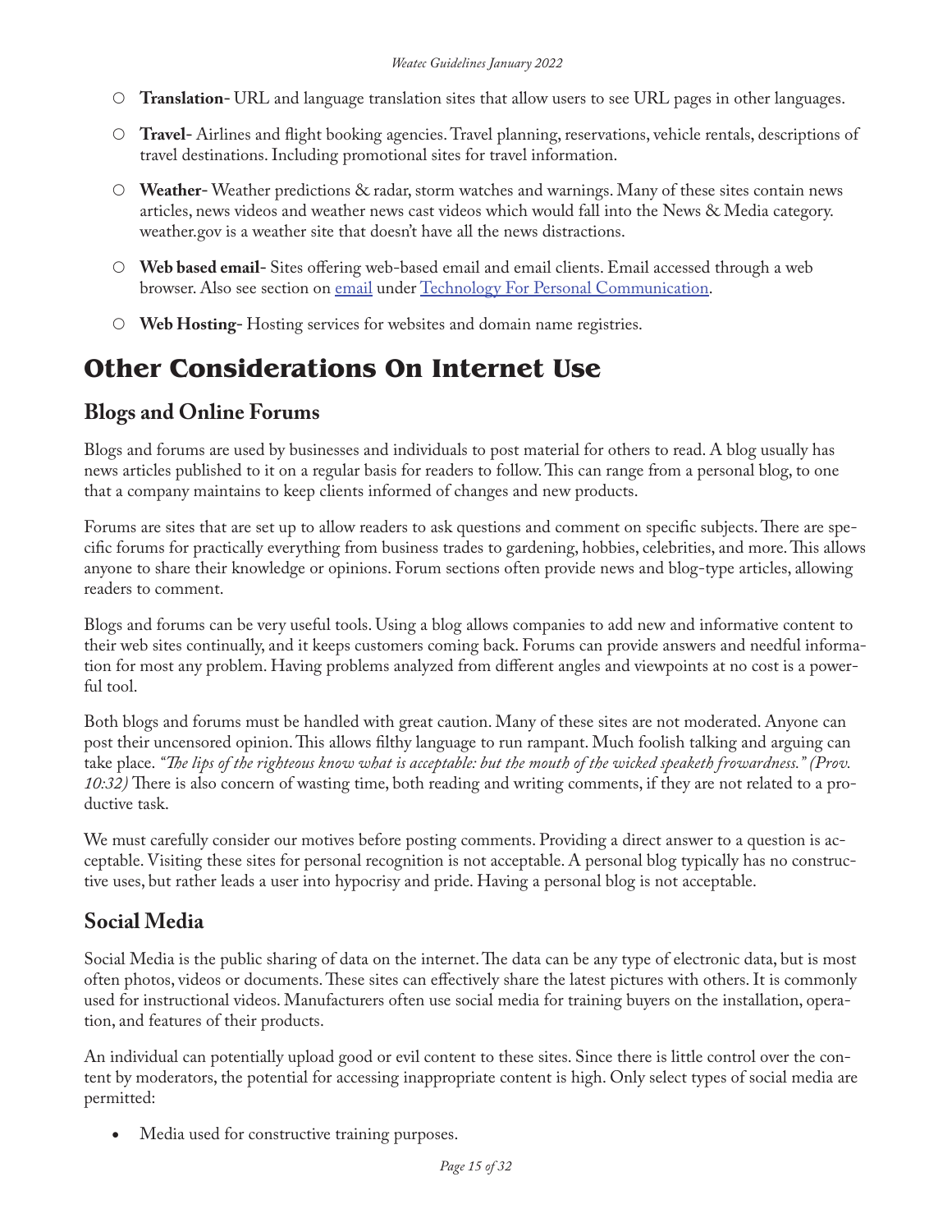- **Translation-** URL and language translation sites that allow users to see URL pages in other languages.

- **Travel-** Airlines and flight booking agencies. Travel planning, reservations, vehicle rentals, descriptions of travel destinations. Including promotional sites for travel information.

- **Weather-** Weather predictions & radar, storm watches and warnings. Many of these sites contain news articles, news videos and weather news cast videos which would fall into the News & Media category. weather.gov is a weather site that doesn't have all the news distractions.

- **Web based email-** Sites offering web-based email and email clients. Email accessed through a web browser. Also see section on email under Technology For Personal Communication.

- **Web Hosting-** Hosting services for websites and domain name registries.

# Other Considerations On Internet Use

## Blogs and Online Forums

Blogs and forums are used by businesses and individuals to post material for others to read. A blog usually has news articles published to it on a regular basis for readers to follow. This can range from a personal blog, to one that a company maintains to keep clients informed of changes and new products.

Forums are sites that are set up to allow readers to ask questions and comment on specific subjects. There are specific forums for practically everything from business trades to gardening, hobbies, celebrities, and more. This allows anyone to share their knowledge or opinions. Forum sections often provide news and blog-type articles, allowing readers to comment.

Blogs and forums can be very useful tools. Using a blog allows companies to add new and informative content to their web sites continually, and it keeps customers coming back. Forums can provide answers and needful information for most any problem. Having problems analyzed from different angles and viewpoints at no cost is a powerful tool.

Both blogs and forums must be handled with great caution. Many of these sites are not moderated. Anyone can post their uncensored opinion. This allows filthy language to run rampant. Much foolish talking and arguing can take place. *"The lips of the righteous know what is acceptable: but the mouth of the wicked speaketh frowardness." (Prov. 10:32)* There is also concern of wasting time, both reading and writing comments, if they are not related to a productive task.

We must carefully consider our motives before posting comments. Providing a direct answer to a question is acceptable. Visiting these sites for personal recognition is not acceptable. A personal blog typically has no constructive uses, but rather leads a user into hypocrisy and pride. Having a personal blog is not acceptable.

## Social Media

Social Media is the public sharing of data on the internet. The data can be any type of electronic data, but is most often photos, videos or documents. These sites can effectively share the latest pictures with others. It is commonly used for instructional videos. Manufacturers often use social media for training buyers on the installation, operation, and features of their products.

An individual can potentially upload good or evil content to these sites. Since there is little control over the content by moderators, the potential for accessing inappropriate content is high. Only select types of social media are permitted:

- Media used for constructive training purposes.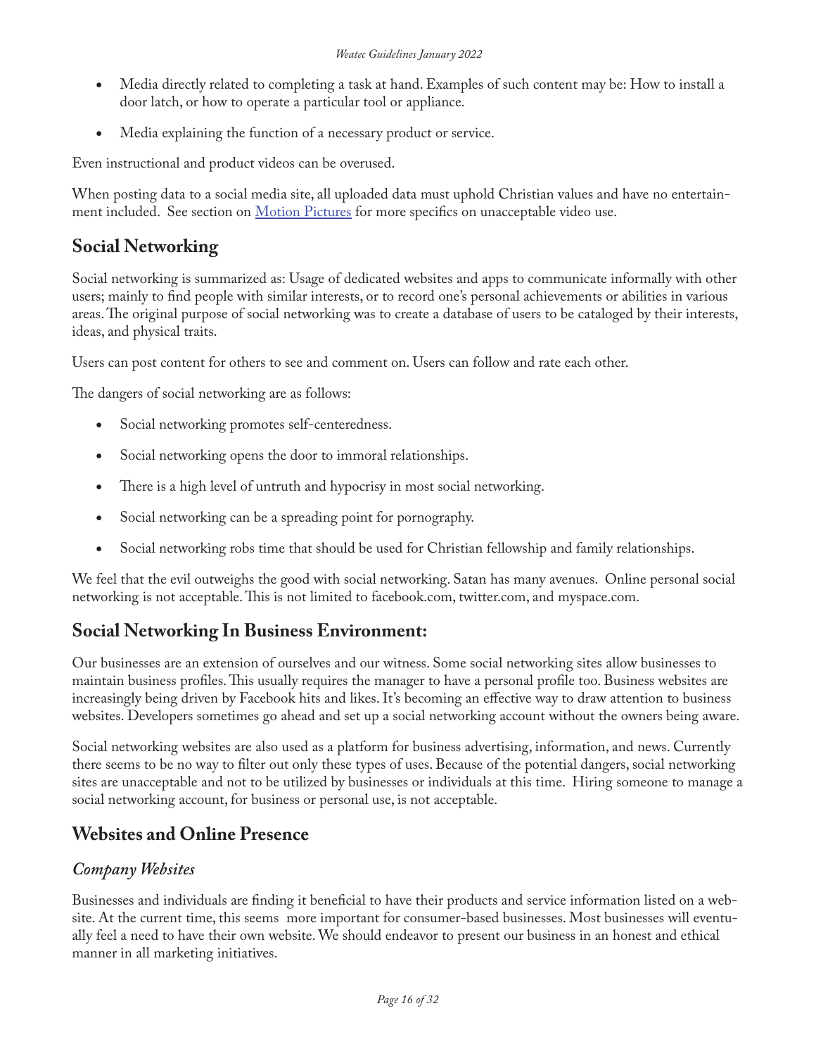- Media directly related to completing a task at hand. Examples of such content may be: How to install a door latch, or how to operate a particular tool or appliance.
- Media explaining the function of a necessary product or service.

Even instructional and product videos can be overused.

When posting data to a social media site, all uploaded data must uphold Christian values and have no entertainment included. See section on [Motion Pictures] for more specifics on unacceptable video use.

## Social Networking

Social networking is summarized as: Usage of dedicated websites and apps to communicate informally with other users; mainly to find people with similar interests, or to record one's personal achievements or abilities in various areas. The original purpose of social networking was to create a database of users to be cataloged by their interests, ideas, and physical traits.

Users can post content for others to see and comment on. Users can follow and rate each other.

The dangers of social networking are as follows:

- Social networking promotes self-centeredness.
- Social networking opens the door to immoral relationships.
- There is a high level of untruth and hypocrisy in most social networking.
- Social networking can be a spreading point for pornography.
- Social networking robs time that should be used for Christian fellowship and family relationships.

We feel that the evil outweighs the good with social networking. Satan has many avenues. Online personal social networking is not acceptable. This is not limited to facebook.com, twitter.com, and myspace.com.

## Social Networking In Business Environment:

Our businesses are an extension of ourselves and our witness. Some social networking sites allow businesses to maintain business profiles. This usually requires the manager to have a personal profile too. Business websites are increasingly being driven by Facebook hits and likes. It's becoming an effective way to draw attention to business websites. Developers sometimes go ahead and set up a social networking account without the owners being aware.

Social networking websites are also used as a platform for business advertising, information, and news. Currently there seems to be no way to filter out only these types of uses. Because of the potential dangers, social networking sites are unacceptable and not to be utilized by businesses or individuals at this time. Hiring someone to manage a social networking account, for business or personal use, is not acceptable.

## Websites and Online Presence

### *Company Websites*

Businesses and individuals are finding it beneficial to have their products and service information listed on a website. At the current time, this seems more important for consumer-based businesses. Most businesses will eventually feel a need to have their own website. We should endeavor to present our business in an honest and ethical manner in all marketing initiatives.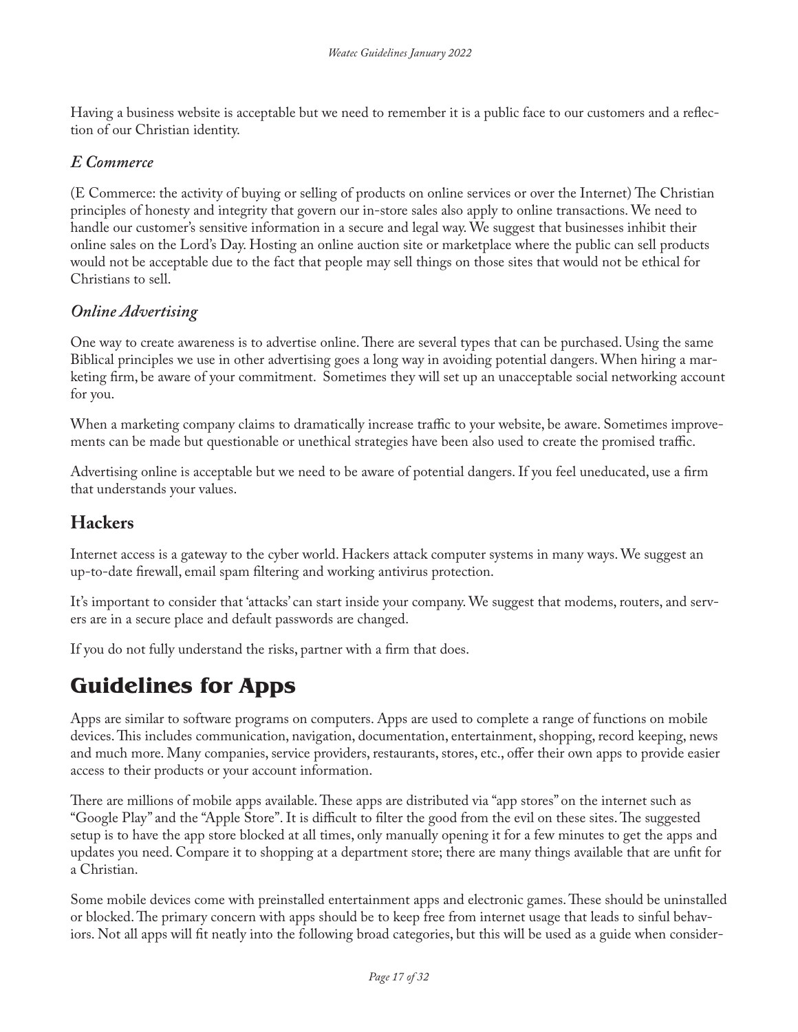Having a business website is acceptable but we need to remember it is a public face to our customers and a reflection of our Christian identity.

### *E Commerce*

(E Commerce: the activity of buying or selling of products on online services or over the Internet) The Christian principles of honesty and integrity that govern our in-store sales also apply to online transactions. We need to handle our customer's sensitive information in a secure and legal way. We suggest that businesses inhibit their online sales on the Lord's Day. Hosting an online auction site or marketplace where the public can sell products would not be acceptable due to the fact that people may sell things on those sites that would not be ethical for Christians to sell.

### *Online Advertising*

One way to create awareness is to advertise online. There are several types that can be purchased. Using the same Biblical principles we use in other advertising goes a long way in avoiding potential dangers. When hiring a marketing firm, be aware of your commitment. Sometimes they will set up an unacceptable social networking account for you.

When a marketing company claims to dramatically increase traffic to your website, be aware. Sometimes improvements can be made but questionable or unethical strategies have been also used to create the promised traffic.

Advertising online is acceptable but we need to be aware of potential dangers. If you feel uneducated, use a firm that understands your values.

## Hackers

Internet access is a gateway to the cyber world. Hackers attack computer systems in many ways. We suggest an up-to-date firewall, email spam filtering and working antivirus protection.

It's important to consider that 'attacks' can start inside your company. We suggest that modems, routers, and servers are in a secure place and default passwords are changed.

If you do not fully understand the risks, partner with a firm that does.

# Guidelines for Apps

Apps are similar to software programs on computers. Apps are used to complete a range of functions on mobile devices. This includes communication, navigation, documentation, entertainment, shopping, record keeping, news and much more. Many companies, service providers, restaurants, stores, etc., offer their own apps to provide easier access to their products or your account information.

There are millions of mobile apps available. These apps are distributed via "app stores" on the internet such as "Google Play" and the "Apple Store". It is difficult to filter the good from the evil on these sites. The suggested setup is to have the app store blocked at all times, only manually opening it for a few minutes to get the apps and updates you need. Compare it to shopping at a department store; there are many things available that are unfit for a Christian.

Some mobile devices come with preinstalled entertainment apps and electronic games. These should be uninstalled or blocked. The primary concern with apps should be to keep free from internet usage that leads to sinful behaviors. Not all apps will fit neatly into the following broad categories, but this will be used as a guide when consider-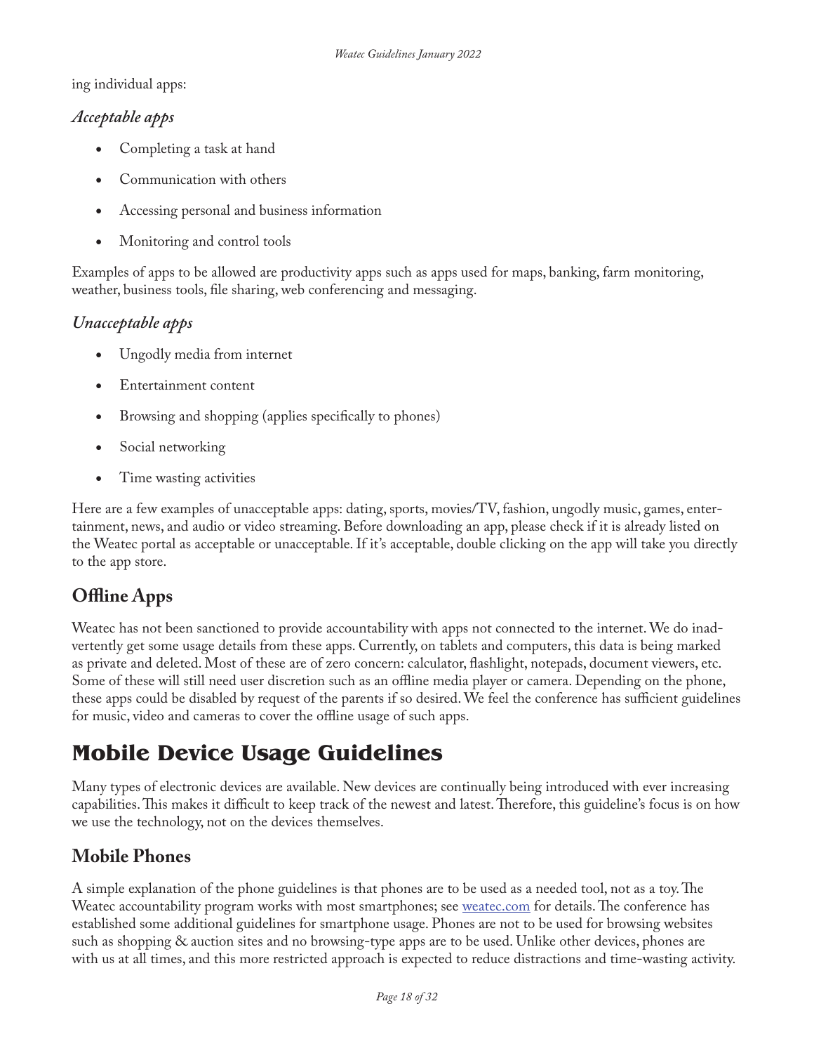ing individual apps:

### *Acceptable apps*

- Completing a task at hand
- Communication with others
- Accessing personal and business information
- Monitoring and control tools

Examples of apps to be allowed are productivity apps such as apps used for maps, banking, farm monitoring, weather, business tools, file sharing, web conferencing and messaging.

### *Unacceptable apps*

- Ungodly media from internet
- Entertainment content
- Browsing and shopping (applies specifically to phones)
- Social networking
- Time wasting activities

Here are a few examples of unacceptable apps: dating, sports, movies/TV, fashion, ungodly music, games, entertainment, news, and audio or video streaming. Before downloading an app, please check if it is already listed on the Weatec portal as acceptable or unacceptable. If it's acceptable, double clicking on the app will take you directly to the app store.

## Offline Apps

Weatec has not been sanctioned to provide accountability with apps not connected to the internet. We do inadvertently get some usage details from these apps. Currently, on tablets and computers, this data is being marked as private and deleted. Most of these are of zero concern: calculator, flashlight, notepads, document viewers, etc. Some of these will still need user discretion such as an offline media player or camera. Depending on the phone, these apps could be disabled by request of the parents if so desired. We feel the conference has sufficient guidelines for music, video and cameras to cover the offline usage of such apps.

# Mobile Device Usage Guidelines

Many types of electronic devices are available. New devices are continually being introduced with ever increasing capabilities. This makes it difficult to keep track of the newest and latest. Therefore, this guideline's focus is on how we use the technology, not on the devices themselves.

## Mobile Phones

A simple explanation of the phone guidelines is that phones are to be used as a needed tool, not as a toy. The Weatec accountability program works with most smartphones; see [weatec.com](weatec.com) for details. The conference has established some additional guidelines for smartphone usage. Phones are not to be used for browsing websites such as shopping & auction sites and no browsing-type apps are to be used. Unlike other devices, phones are with us at all times, and this more restricted approach is expected to reduce distractions and time-wasting activity.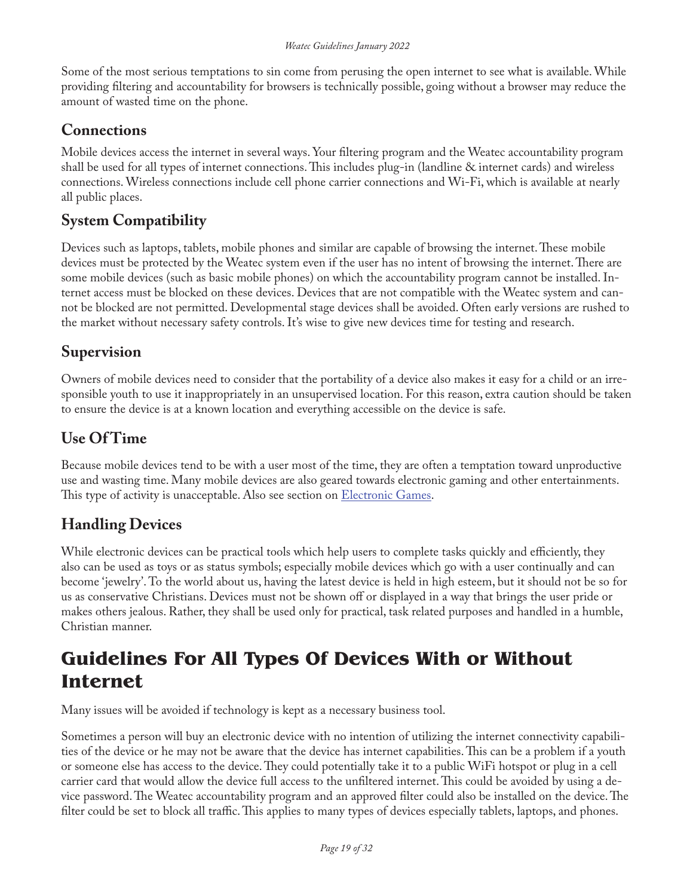Some of the most serious temptations to sin come from perusing the open internet to see what is available. While providing filtering and accountability for browsers is technically possible, going without a browser may reduce the amount of wasted time on the phone.

### Connections

Mobile devices access the internet in several ways. Your filtering program and the Weatec accountability program shall be used for all types of internet connections. This includes plug-in (landline & internet cards) and wireless connections. Wireless connections include cell phone carrier connections and Wi-Fi, which is available at nearly all public places.

### System Compatibility

Devices such as laptops, tablets, mobile phones and similar are capable of browsing the internet. These mobile devices must be protected by the Weatec system even if the user has no intent of browsing the internet. There are some mobile devices (such as basic mobile phones) on which the accountability program cannot be installed. Internet access must be blocked on these devices. Devices that are not compatible with the Weatec system and cannot be blocked are not permitted. Developmental stage devices shall be avoided. Often early versions are rushed to the market without necessary safety controls. It's wise to give new devices time for testing and research.

### Supervision

Owners of mobile devices need to consider that the portability of a device also makes it easy for a child or an irresponsible youth to use it inappropriately in an unsupervised location. For this reason, extra caution should be taken to ensure the device is at a known location and everything accessible on the device is safe.

### Use Of Time

Because mobile devices tend to be with a user most of the time, they are often a temptation toward unproductive use and wasting time. Many mobile devices are also geared towards electronic gaming and other entertainments. This type of activity is unacceptable. Also see section on Electronic Games.

### Handling Devices

While electronic devices can be practical tools which help users to complete tasks quickly and efficiently, they also can be used as toys or as status symbols; especially mobile devices which go with a user continually and can become 'jewelry'. To the world about us, having the latest device is held in high esteem, but it should not be so for us as conservative Christians. Devices must not be shown off or displayed in a way that brings the user pride or makes others jealous. Rather, they shall be used only for practical, task related purposes and handled in a humble, Christian manner.

## Guidelines For All Types Of Devices With or Without Internet

Many issues will be avoided if technology is kept as a necessary business tool.

Sometimes a person will buy an electronic device with no intention of utilizing the internet connectivity capabilities of the device or he may not be aware that the device has internet capabilities. This can be a problem if a youth or someone else has access to the device. They could potentially take it to a public WiFi hotspot or plug in a cell carrier card that would allow the device full access to the unfiltered internet. This could be avoided by using a device password. The Weatec accountability program and an approved filter could also be installed on the device. The filter could be set to block all traffic. This applies to many types of devices especially tablets, laptops, and phones.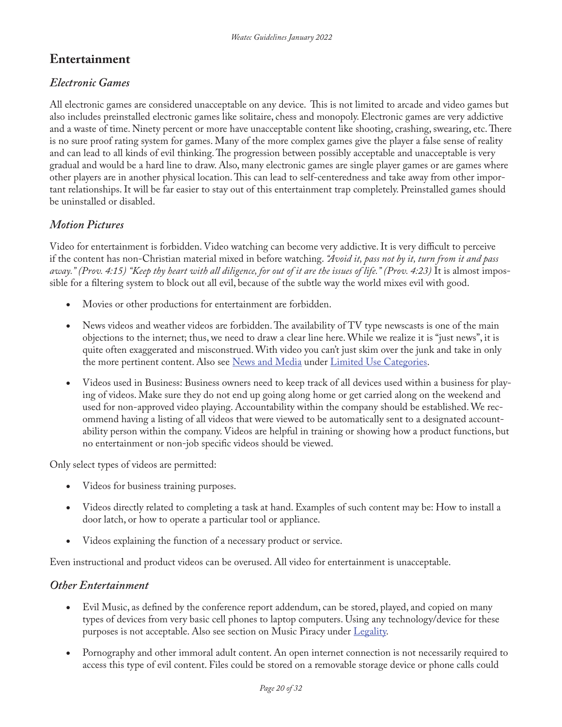## Entertainment

### *Electronic Games*

All electronic games are considered unacceptable on any device. This is not limited to arcade and video games but also includes preinstalled electronic games like solitaire, chess and monopoly. Electronic games are very addictive and a waste of time. Ninety percent or more have unacceptable content like shooting, crashing, swearing, etc. There is no sure proof rating system for games. Many of the more complex games give the player a false sense of reality and can lead to all kinds of evil thinking. The progression between possibly acceptable and unacceptable is very gradual and would be a hard line to draw. Also, many electronic games are single player games or are games where other players are in another physical location. This can lead to self-centeredness and take away from other important relationships. It will be far easier to stay out of this entertainment trap completely. Preinstalled games should be uninstalled or disabled.

### *Motion Pictures*

Video for entertainment is forbidden. Video watching can become very addictive. It is very difficult to perceive if the content has non-Christian material mixed in before watching. *"Avoid it, pass not by it, turn from it and pass away." (Prov. 4:15) "Keep thy heart with all diligence, for out of it are the issues of life." (Prov. 4:23)* It is almost impossible for a filtering system to block out all evil, because of the subtle way the world mixes evil with good.

- Movies or other productions for entertainment are forbidden.
- News videos and weather videos are forbidden. The availability of TV type newscasts is one of the main objections to the internet; thus, we need to draw a clear line here. While we realize it is "just news", it is quite often exaggerated and misconstrued. With video you can't just skim over the junk and take in only the more pertinent content. Also see News and Media under Limited Use Categories.
- Videos used in Business: Business owners need to keep track of all devices used within a business for playing of videos. Make sure they do not end up going along home or get carried along on the weekend and used for non-approved video playing. Accountability within the company should be established. We recommend having a listing of all videos that were viewed to be automatically sent to a designated accountability person within the company. Videos are helpful in training or showing how a product functions, but no entertainment or non-job specific videos should be viewed.

Only select types of videos are permitted:

- Videos for business training purposes.
- Videos directly related to completing a task at hand. Examples of such content may be: How to install a door latch, or how to operate a particular tool or appliance.
- Videos explaining the function of a necessary product or service.

Even instructional and product videos can be overused. All video for entertainment is unacceptable.

### *Other Entertainment*

- Evil Music, as defined by the conference report addendum, can be stored, played, and copied on many types of devices from very basic cell phones to laptop computers. Using any technology/device for these purposes is not acceptable. Also see section on Music Piracy under Legality.
- Pornography and other immoral adult content. An open internet connection is not necessarily required to access this type of evil content. Files could be stored on a removable storage device or phone calls could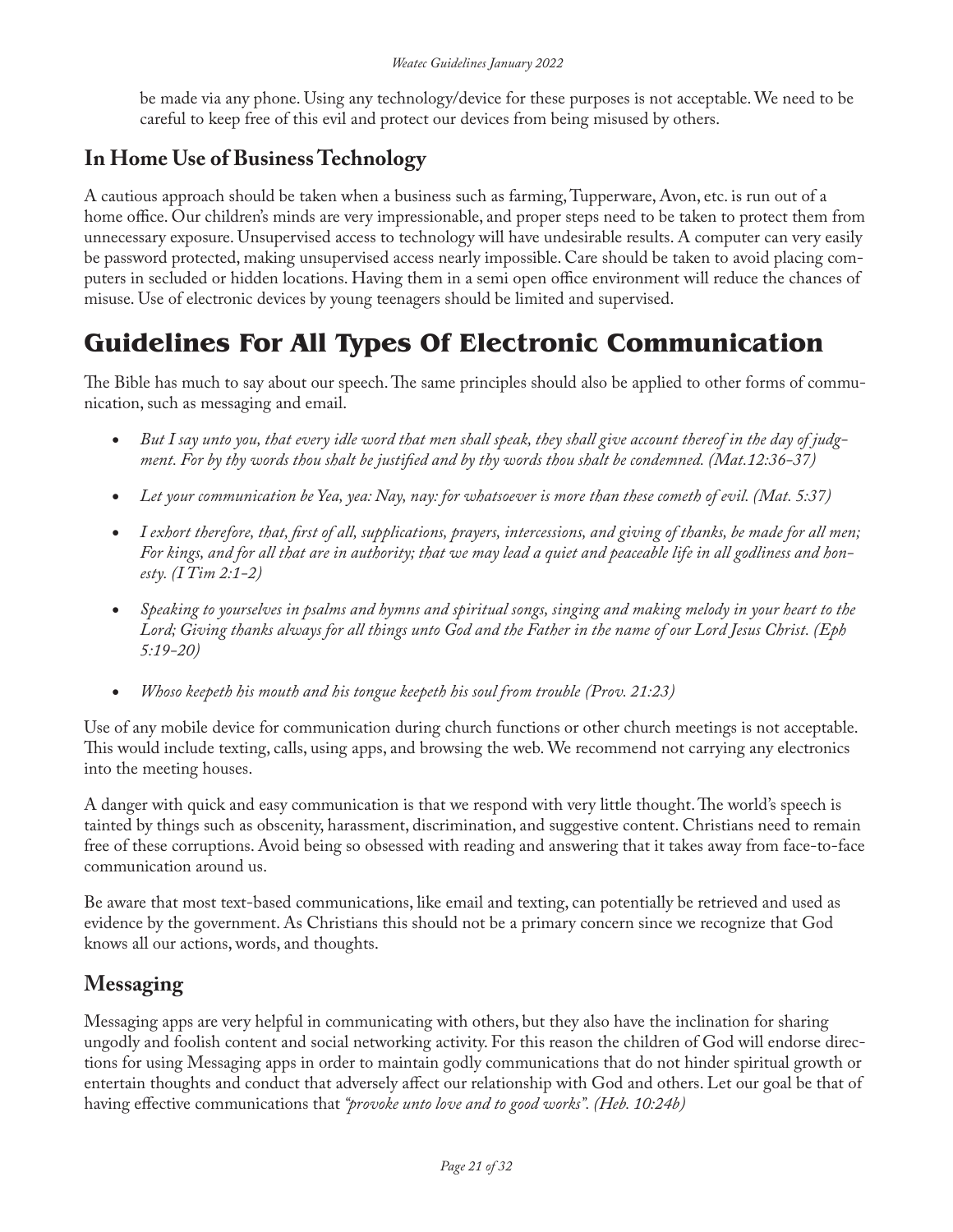be made via any phone. Using any technology/device for these purposes is not acceptable. We need to be careful to keep free of this evil and protect our devices from being misused by others.

## In Home Use of Business Technology

A cautious approach should be taken when a business such as farming, Tupperware, Avon, etc. is run out of a home office. Our children's minds are very impressionable, and proper steps need to be taken to protect them from unnecessary exposure. Unsupervised access to technology will have undesirable results. A computer can very easily be password protected, making unsupervised access nearly impossible. Care should be taken to avoid placing computers in secluded or hidden locations. Having them in a semi open office environment will reduce the chances of misuse. Use of electronic devices by young teenagers should be limited and supervised.

# Guidelines For All Types Of Electronic Communication

The Bible has much to say about our speech. The same principles should also be applied to other forms of communication, such as messaging and email.

- *But I say unto you, that every idle word that men shall speak, they shall give account thereof in the day of judgment. For by thy words thou shalt be justified and by thy words thou shalt be condemned. (Mat.12:36-37)*
- *Let your communication be Yea, yea: Nay, nay: for whatsoever is more than these cometh of evil. (Mat. 5:37)*
- *I exhort therefore, that, first of all, supplications, prayers, intercessions, and giving of thanks, be made for all men; For kings, and for all that are in authority; that we may lead a quiet and peaceable life in all godliness and honesty. (I Tim 2:1-2)*
- *Speaking to yourselves in psalms and hymns and spiritual songs, singing and making melody in your heart to the Lord; Giving thanks always for all things unto God and the Father in the name of our Lord Jesus Christ. (Eph 5:19-20)*
- *Whoso keepeth his mouth and his tongue keepeth his soul from trouble (Prov. 21:23)*

Use of any mobile device for communication during church functions or other church meetings is not acceptable. This would include texting, calls, using apps, and browsing the web. We recommend not carrying any electronics into the meeting houses.

A danger with quick and easy communication is that we respond with very little thought. The world's speech is tainted by things such as obscenity, harassment, discrimination, and suggestive content. Christians need to remain free of these corruptions. Avoid being so obsessed with reading and answering that it takes away from face-to-face communication around us.

Be aware that most text-based communications, like email and texting, can potentially be retrieved and used as evidence by the government. As Christians this should not be a primary concern since we recognize that God knows all our actions, words, and thoughts.

## Messaging

Messaging apps are very helpful in communicating with others, but they also have the inclination for sharing ungodly and foolish content and social networking activity. For this reason the children of God will endorse directions for using Messaging apps in order to maintain godly communications that do not hinder spiritual growth or entertain thoughts and conduct that adversely affect our relationship with God and others. Let our goal be that of having effective communications that *"provoke unto love and to good works". (Heb. 10:24b)*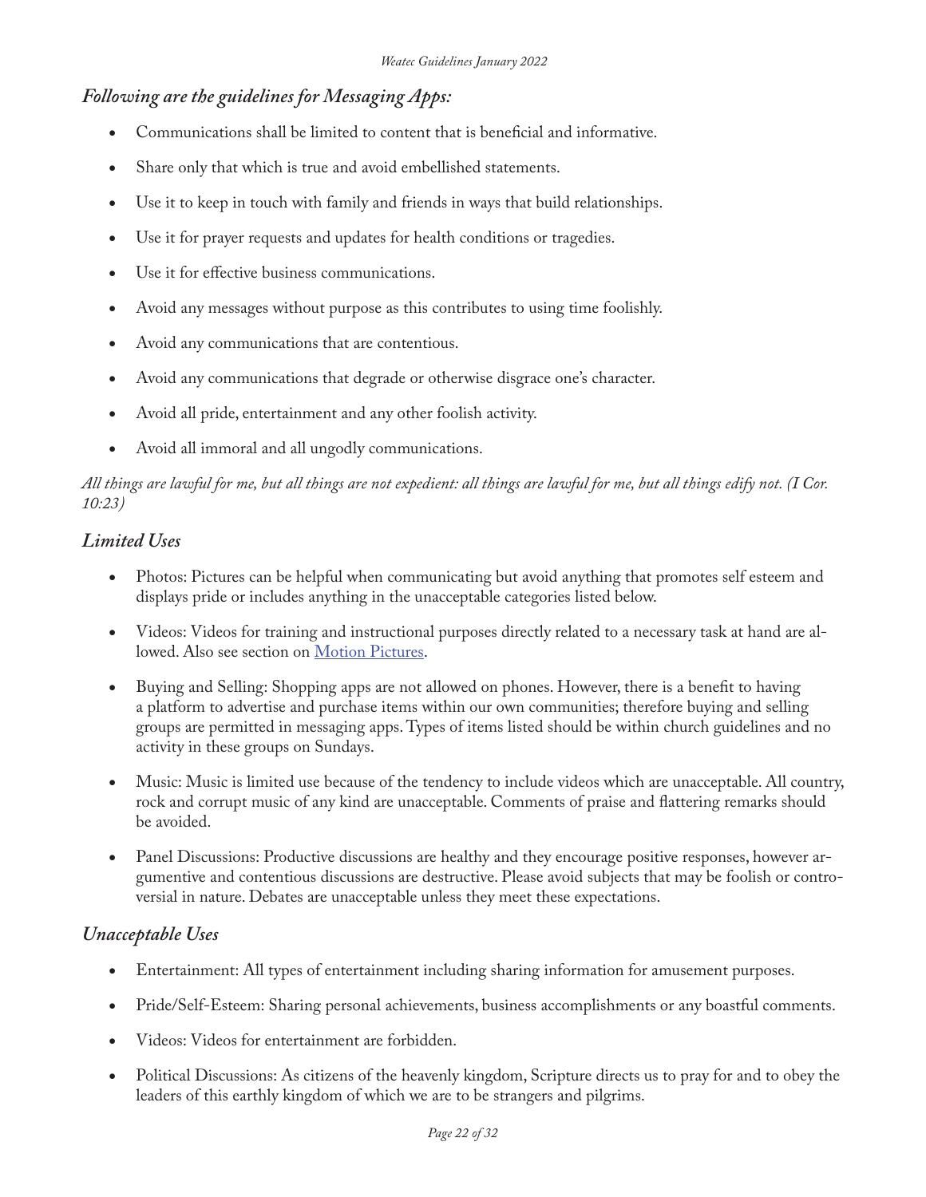### *Following are the guidelines for Messaging Apps:*

- Communications shall be limited to content that is beneficial and informative.
- Share only that which is true and avoid embellished statements.
- Use it to keep in touch with family and friends in ways that build relationships.
- Use it for prayer requests and updates for health conditions or tragedies.
- Use it for effective business communications.
- Avoid any messages without purpose as this contributes to using time foolishly.
- Avoid any communications that are contentious.
- Avoid any communications that degrade or otherwise disgrace one's character.
- Avoid all pride, entertainment and any other foolish activity.
- Avoid all immoral and all ungodly communications.

*All things are lawful for me, but all things are not expedient: all things are lawful for me, but all things edify not. (I Cor. 10:23)*

### *Limited Uses*

- Photos: Pictures can be helpful when communicating but avoid anything that promotes self esteem and displays pride or includes anything in the unacceptable categories listed below.
- Videos: Videos for training and instructional purposes directly related to a necessary task at hand are allowed. Also see section on Motion Pictures.
- Buying and Selling: Shopping apps are not allowed on phones. However, there is a benefit to having a platform to advertise and purchase items within our own communities; therefore buying and selling groups are permitted in messaging apps. Types of items listed should be within church guidelines and no activity in these groups on Sundays.
- Music: Music is limited use because of the tendency to include videos which are unacceptable. All country, rock and corrupt music of any kind are unacceptable. Comments of praise and flattering remarks should be avoided.
- Panel Discussions: Productive discussions are healthy and they encourage positive responses, however argumentive and contentious discussions are destructive. Please avoid subjects that may be foolish or controversial in nature. Debates are unacceptable unless they meet these expectations.

### *Unacceptable Uses*

- Entertainment: All types of entertainment including sharing information for amusement purposes.
- Pride/Self-Esteem: Sharing personal achievements, business accomplishments or any boastful comments.
- Videos: Videos for entertainment are forbidden.
- Political Discussions: As citizens of the heavenly kingdom, Scripture directs us to pray for and to obey the leaders of this earthly kingdom of which we are to be strangers and pilgrims.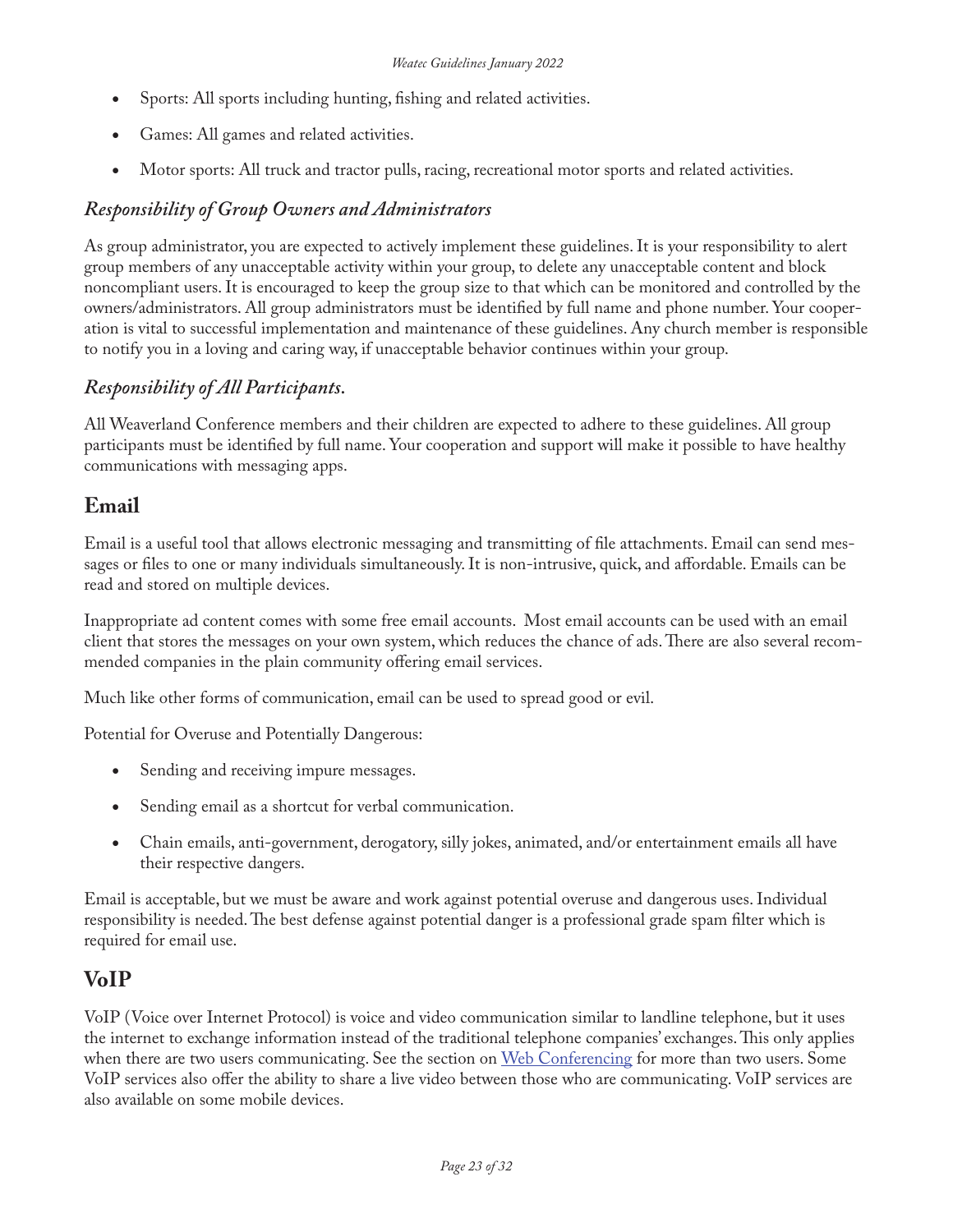- Sports: All sports including hunting, fishing and related activities.
- Games: All games and related activities.
- Motor sports: All truck and tractor pulls, racing, recreational motor sports and related activities.

### *Responsibility of Group Owners and Administrators*

As group administrator, you are expected to actively implement these guidelines. It is your responsibility to alert group members of any unacceptable activity within your group, to delete any unacceptable content and block noncompliant users. It is encouraged to keep the group size to that which can be monitored and controlled by the owners/administrators. All group administrators must be identified by full name and phone number. Your cooperation is vital to successful implementation and maintenance of these guidelines. Any church member is responsible to notify you in a loving and caring way, if unacceptable behavior continues within your group.

### *Responsibility of All Participants.*

All Weaverland Conference members and their children are expected to adhere to these guidelines. All group participants must be identified by full name. Your cooperation and support will make it possible to have healthy communications with messaging apps.

## Email

Email is a useful tool that allows electronic messaging and transmitting of file attachments. Email can send messages or files to one or many individuals simultaneously. It is non-intrusive, quick, and affordable. Emails can be read and stored on multiple devices.

Inappropriate ad content comes with some free email accounts. Most email accounts can be used with an email client that stores the messages on your own system, which reduces the chance of ads. There are also several recommended companies in the plain community offering email services.

Much like other forms of communication, email can be used to spread good or evil.

Potential for Overuse and Potentially Dangerous:

- Sending and receiving impure messages.
- Sending email as a shortcut for verbal communication.
- Chain emails, anti-government, derogatory, silly jokes, animated, and/or entertainment emails all have their respective dangers.

Email is acceptable, but we must be aware and work against potential overuse and dangerous uses. Individual responsibility is needed. The best defense against potential danger is a professional grade spam filter which is required for email use.

## VoIP

VoIP (Voice over Internet Protocol) is voice and video communication similar to landline telephone, but it uses the internet to exchange information instead of the traditional telephone companies' exchanges. This only applies when there are two users communicating. See the section on Web Conferencing for more than two users. Some VoIP services also offer the ability to share a live video between those who are communicating. VoIP services are also available on some mobile devices.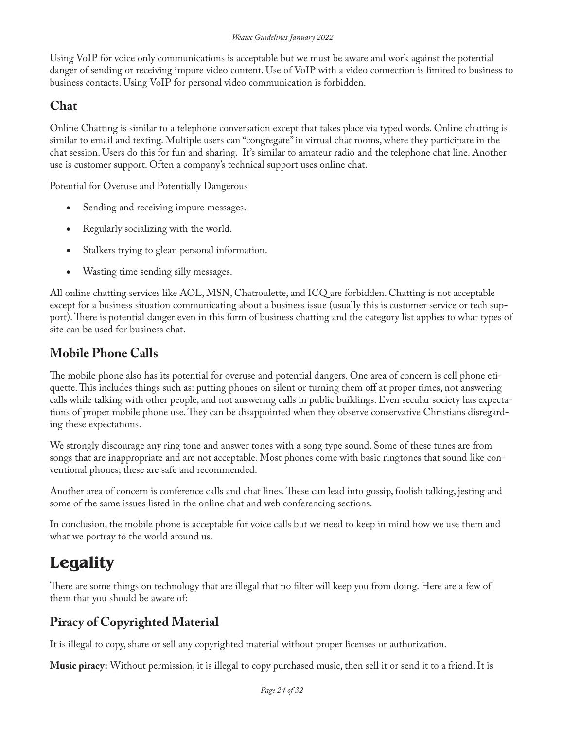Using VoIP for voice only communications is acceptable but we must be aware and work against the potential danger of sending or receiving impure video content. Use of VoIP with a video connection is limited to business to business contacts. Using VoIP for personal video communication is forbidden.

## Chat

Online Chatting is similar to a telephone conversation except that takes place via typed words. Online chatting is similar to email and texting. Multiple users can "congregate" in virtual chat rooms, where they participate in the chat session. Users do this for fun and sharing. It's similar to amateur radio and the telephone chat line. Another use is customer support. Often a company's technical support uses online chat.

Potential for Overuse and Potentially Dangerous

- Sending and receiving impure messages.
- Regularly socializing with the world.
- Stalkers trying to glean personal information.
- Wasting time sending silly messages.

All online chatting services like AOL, MSN, Chatroulette, and ICQ are forbidden. Chatting is not acceptable except for a business situation communicating about a business issue (usually this is customer service or tech support). There is potential danger even in this form of business chatting and the category list applies to what types of site can be used for business chat.

## Mobile Phone Calls

The mobile phone also has its potential for overuse and potential dangers. One area of concern is cell phone etiquette. This includes things such as: putting phones on silent or turning them off at proper times, not answering calls while talking with other people, and not answering calls in public buildings. Even secular society has expectations of proper mobile phone use. They can be disappointed when they observe conservative Christians disregarding these expectations.

We strongly discourage any ring tone and answer tones with a song type sound. Some of these tunes are from songs that are inappropriate and are not acceptable. Most phones come with basic ringtones that sound like conventional phones; these are safe and recommended.

Another area of concern is conference calls and chat lines. These can lead into gossip, foolish talking, jesting and some of the same issues listed in the online chat and web conferencing sections.

In conclusion, the mobile phone is acceptable for voice calls but we need to keep in mind how we use them and what we portray to the world around us.

# Legality

There are some things on technology that are illegal that no filter will keep you from doing. Here are a few of them that you should be aware of:

## Piracy of Copyrighted Material

It is illegal to copy, share or sell any copyrighted material without proper licenses or authorization.

**Music piracy:** Without permission, it is illegal to copy purchased music, then sell it or send it to a friend. It is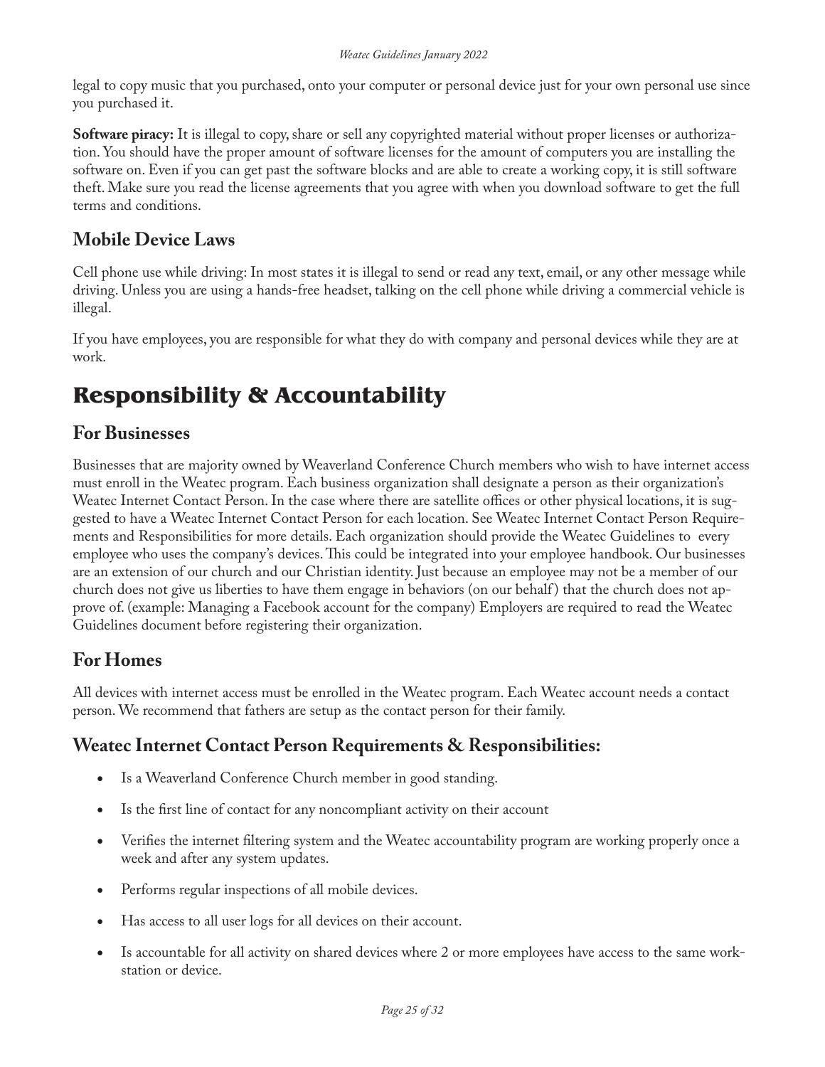legal to copy music that you purchased, onto your computer or personal device just for your own personal use since you purchased it.

**Software piracy:** It is illegal to copy, share or sell any copyrighted material without proper licenses or authorization. You should have the proper amount of software licenses for the amount of computers you are installing the software on. Even if you can get past the software blocks and are able to create a working copy, it is still software theft. Make sure you read the license agreements that you agree with when you download software to get the full terms and conditions.

## Mobile Device Laws

Cell phone use while driving: In most states it is illegal to send or read any text, email, or any other message while driving. Unless you are using a hands-free headset, talking on the cell phone while driving a commercial vehicle is illegal.

If you have employees, you are responsible for what they do with company and personal devices while they are at work.

# Responsibility & Accountability

## For Businesses

Businesses that are majority owned by Weaverland Conference Church members who wish to have internet access must enroll in the Weatec program. Each business organization shall designate a person as their organization's Weatec Internet Contact Person. In the case where there are satellite offices or other physical locations, it is suggested to have a Weatec Internet Contact Person for each location. See Weatec Internet Contact Person Requirements and Responsibilities for more details. Each organization should provide the Weatec Guidelines to every employee who uses the company's devices. This could be integrated into your employee handbook. Our businesses are an extension of our church and our Christian identity. Just because an employee may not be a member of our church does not give us liberties to have them engage in behaviors (on our behalf) that the church does not approve of. (example: Managing a Facebook account for the company) Employers are required to read the Weatec Guidelines document before registering their organization.

## For Homes

All devices with internet access must be enrolled in the Weatec program. Each Weatec account needs a contact person. We recommend that fathers are setup as the contact person for their family.

## Weatec Internet Contact Person Requirements & Responsibilities:

- Is a Weaverland Conference Church member in good standing.
- Is the first line of contact for any noncompliant activity on their account
- Verifies the internet filtering system and the Weatec accountability program are working properly once a week and after any system updates.
- Performs regular inspections of all mobile devices.
- Has access to all user logs for all devices on their account.
- Is accountable for all activity on shared devices where 2 or more employees have access to the same workstation or device.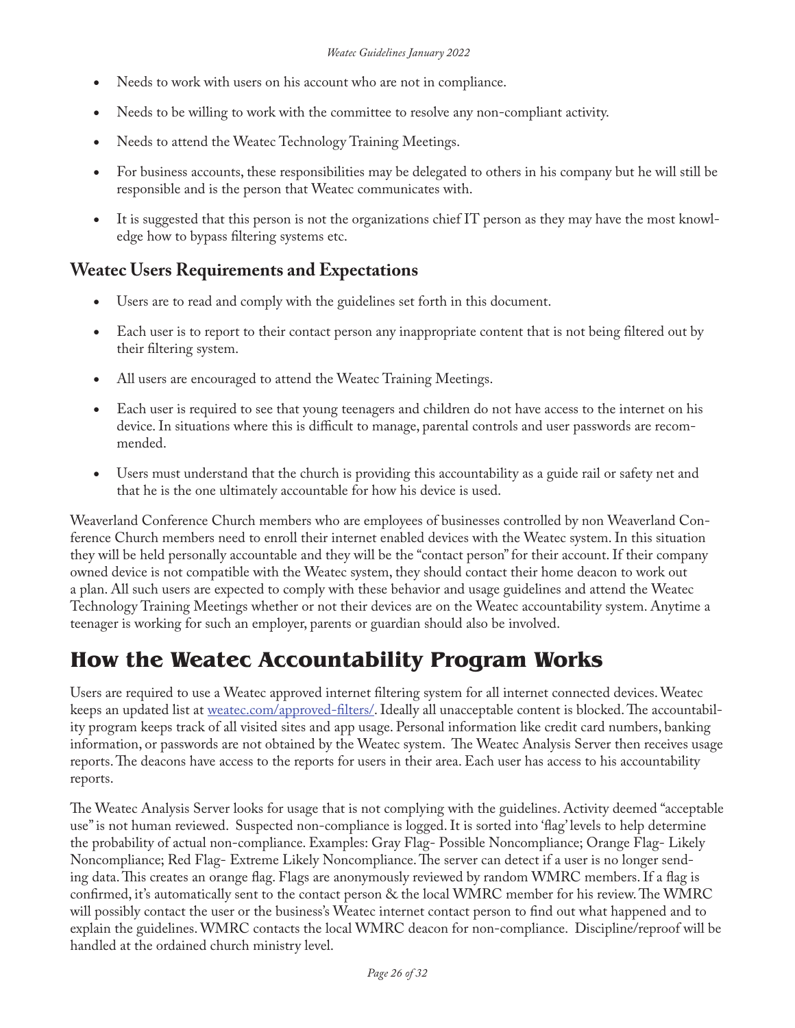- Needs to work with users on his account who are not in compliance.
- Needs to be willing to work with the committee to resolve any non-compliant activity.
- Needs to attend the Weatec Technology Training Meetings.
- For business accounts, these responsibilities may be delegated to others in his company but he will still be responsible and is the person that Weatec communicates with.
- It is suggested that this person is not the organizations chief IT person as they may have the most knowledge how to bypass filtering systems etc.

## Weatec Users Requirements and Expectations

- Users are to read and comply with the guidelines set forth in this document.
- Each user is to report to their contact person any inappropriate content that is not being filtered out by their filtering system.
- All users are encouraged to attend the Weatec Training Meetings.
- Each user is required to see that young teenagers and children do not have access to the internet on his device. In situations where this is difficult to manage, parental controls and user passwords are recommended.
- Users must understand that the church is providing this accountability as a guide rail or safety net and that he is the one ultimately accountable for how his device is used.

Weaverland Conference Church members who are employees of businesses controlled by non Weaverland Conference Church members need to enroll their internet enabled devices with the Weatec system. In this situation they will be held personally accountable and they will be the "contact person" for their account. If their company owned device is not compatible with the Weatec system, they should contact their home deacon to work out a plan. All such users are expected to comply with these behavior and usage guidelines and attend the Weatec Technology Training Meetings whether or not their devices are on the Weatec accountability system. Anytime a teenager is working for such an employer, parents or guardian should also be involved.

# How the Weatec Accountability Program Works

Users are required to use a Weatec approved internet filtering system for all internet connected devices. Weatec keeps an updated list at [weatec.com/approved-filters/](weatec.com/approved-filters/). Ideally all unacceptable content is blocked. The accountability program keeps track of all visited sites and app usage. Personal information like credit card numbers, banking information, or passwords are not obtained by the Weatec system. The Weatec Analysis Server then receives usage reports. The deacons have access to the reports for users in their area. Each user has access to his accountability reports.

The Weatec Analysis Server looks for usage that is not complying with the guidelines. Activity deemed "acceptable use" is not human reviewed. Suspected non-compliance is logged. It is sorted into 'flag' levels to help determine the probability of actual non-compliance. Examples: Gray Flag- Possible Noncompliance; Orange Flag- Likely Noncompliance; Red Flag- Extreme Likely Noncompliance. The server can detect if a user is no longer sending data. This creates an orange flag. Flags are anonymously reviewed by random WMRC members. If a flag is confirmed, it's automatically sent to the contact person & the local WMRC member for his review. The WMRC will possibly contact the user or the business's Weatec internet contact person to find out what happened and to explain the guidelines. WMRC contacts the local WMRC deacon for non-compliance. Discipline/reproof will be handled at the ordained church ministry level.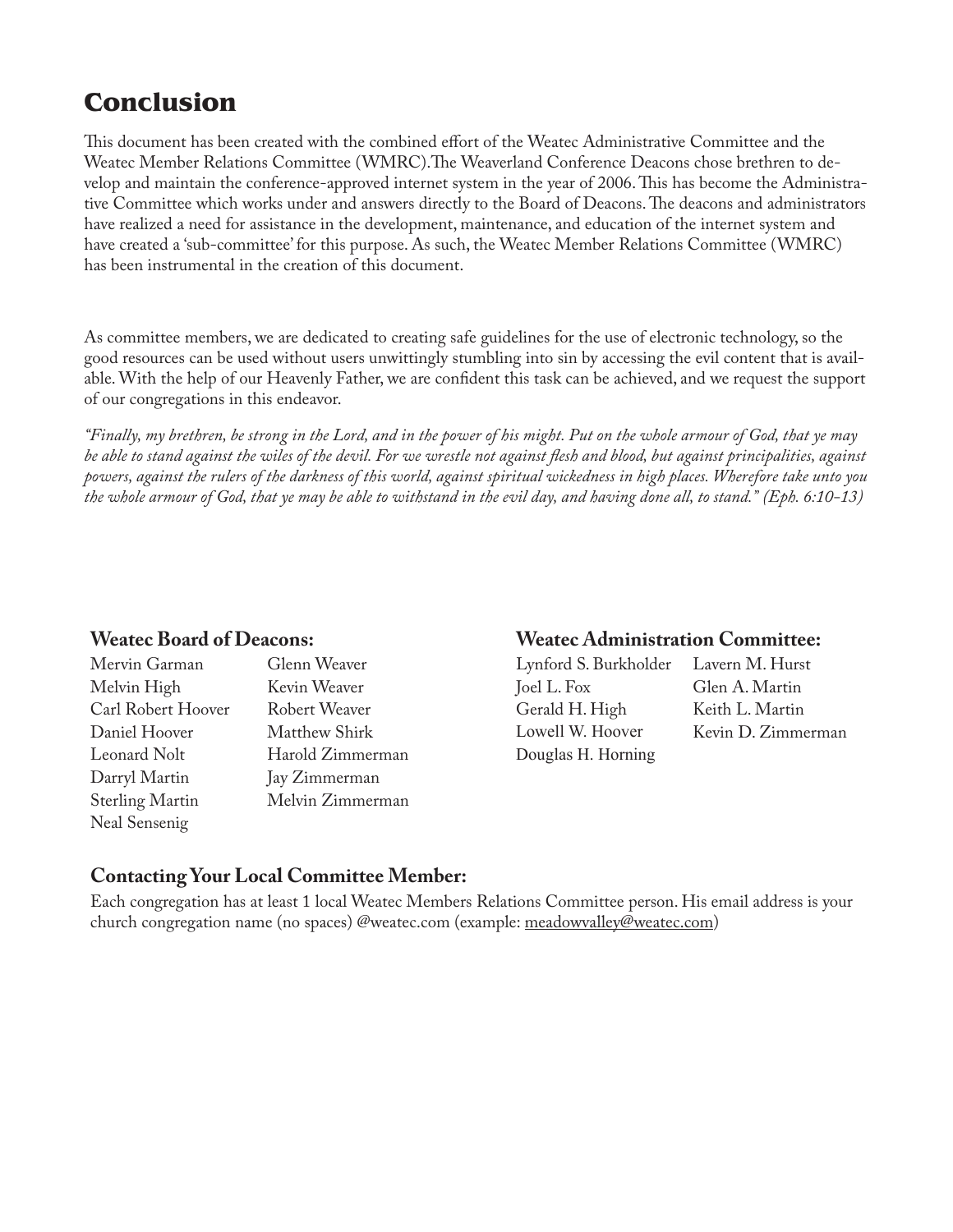# Conclusion

This document has been created with the combined effort of the Weatec Administrative Committee and the Weatec Member Relations Committee (WMRC).The Weaverland Conference Deacons chose brethren to develop and maintain the conference-approved internet system in the year of 2006. This has become the Administrative Committee which works under and answers directly to the Board of Deacons. The deacons and administrators have realized a need for assistance in the development, maintenance, and education of the internet system and have created a 'sub-committee' for this purpose. As such, the Weatec Member Relations Committee (WMRC) has been instrumental in the creation of this document.

As committee members, we are dedicated to creating safe guidelines for the use of electronic technology, so the good resources can be used without users unwittingly stumbling into sin by accessing the evil content that is available. With the help of our Heavenly Father, we are confident this task can be achieved, and we request the support of our congregations in this endeavor.

*"Finally, my brethren, be strong in the Lord, and in the power of his might. Put on the whole armour of God, that ye may be able to stand against the wiles of the devil. For we wrestle not against flesh and blood, but against principalities, against powers, against the rulers of the darkness of this world, against spiritual wickedness in high places. Wherefore take unto you the whole armour of God, that ye may be able to withstand in the evil day, and having done all, to stand." (Eph. 6:10-13)*

### Weatec Board of Deacons:

Mervin Garman
Melvin High
Carl Robert Hoover
Daniel Hoover
Leonard Nolt
Darryl Martin
Sterling Martin
Neal Sensenig
Glenn Weaver
Kevin Weaver
Robert Weaver
Matthew Shirk
Harold Zimmerman
Jay Zimmerman
Melvin Zimmerman

### Weatec Administration Committee:

Lynford S. Burkholder
Joel L. Fox
Gerald H. High
Lowell W. Hoover
Douglas H. Horning
Lavern M. Hurst
Glen A. Martin
Keith L. Martin
Kevin D. Zimmerman

### Contacting Your Local Committee Member:

Each congregation has at least 1 local Weatec Members Relations Committee person. His email address is your church congregation name (no spaces) @weatec.com (example: meadowvalley@weatec.com)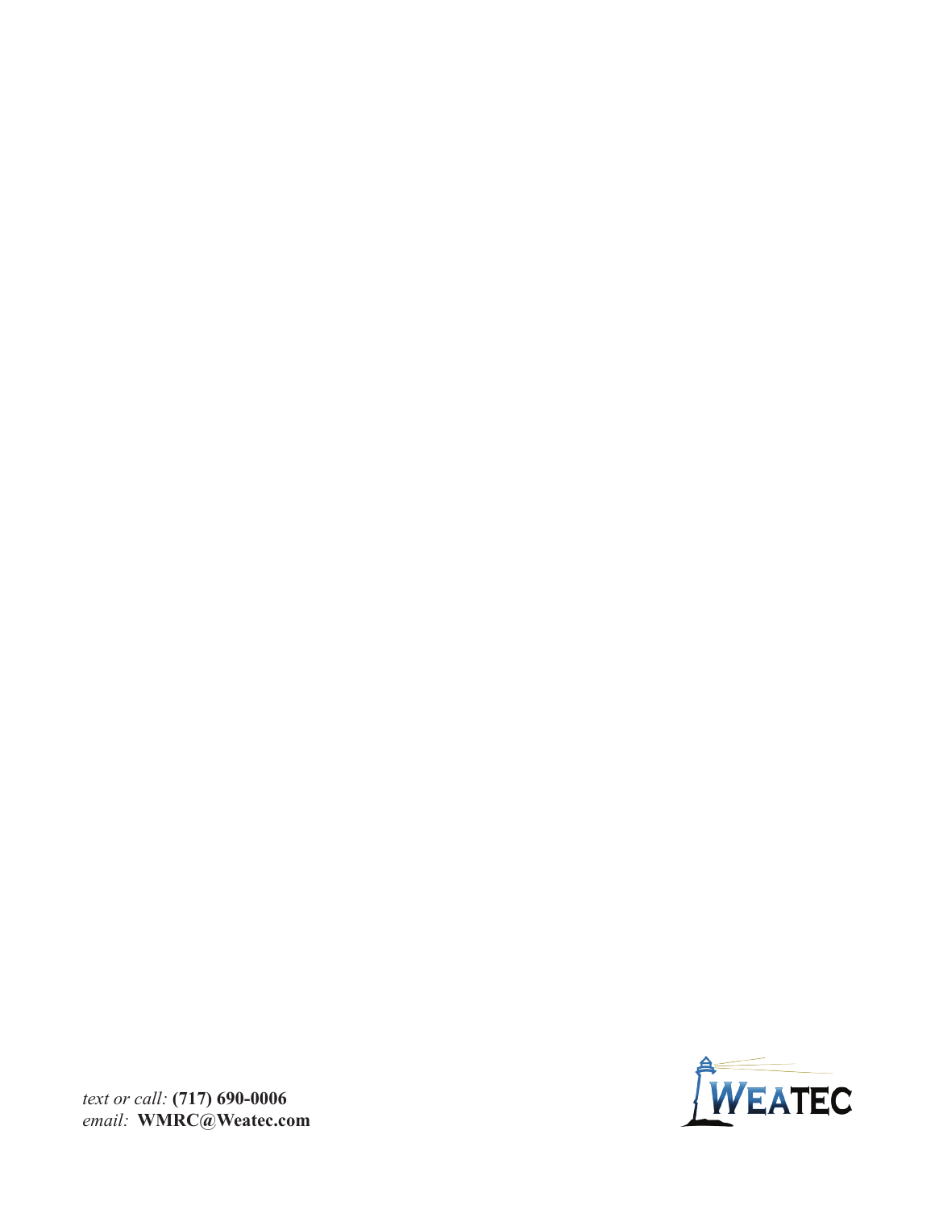*text or call:* **(717) 690-0006**
*email:* **WMRC@Weatec.com**

WEATEC